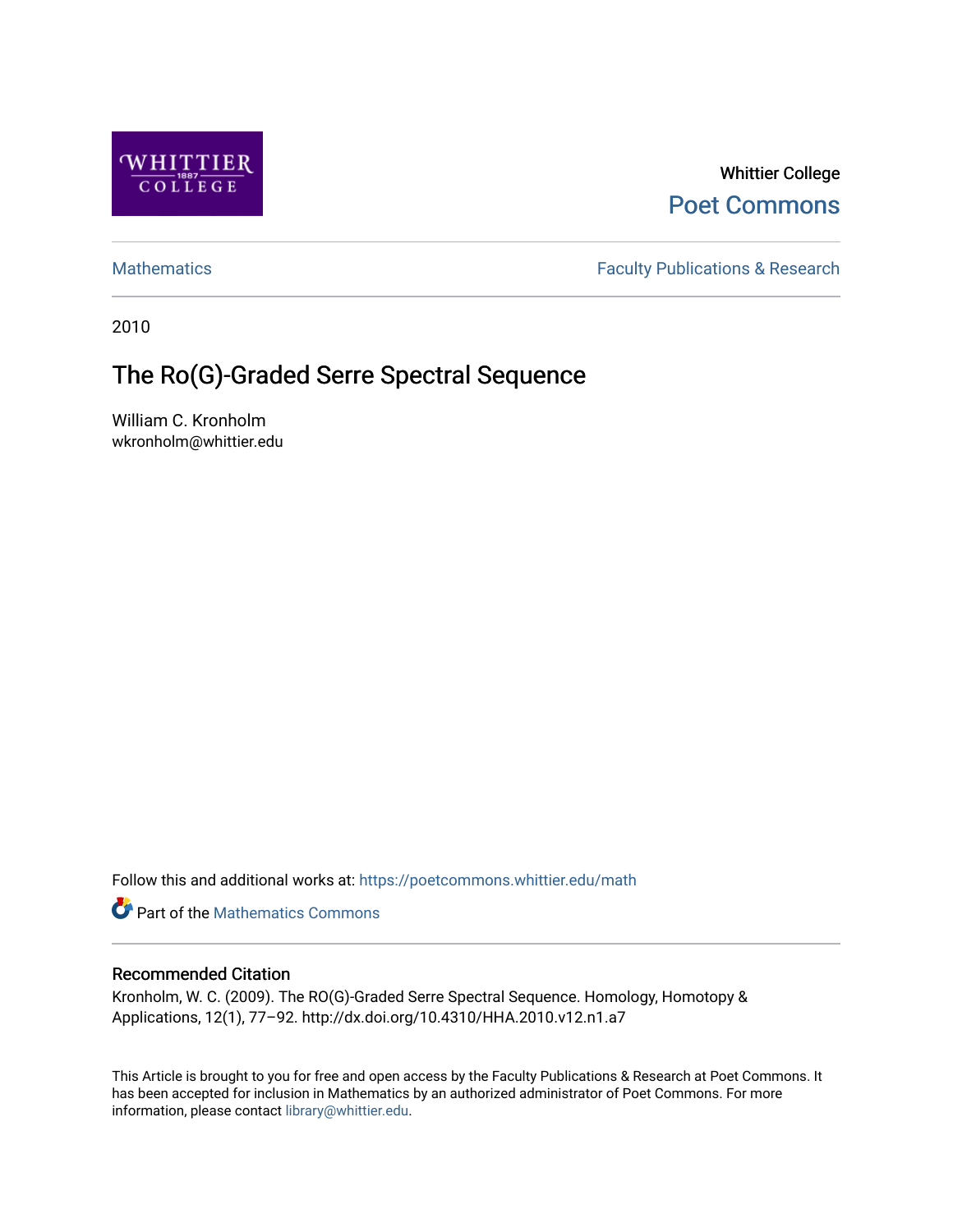Whittier College

Poet Commons

Mathematics

Faculty Publications & Research

2010

# The Ro(G)-Graded Serre Spectral Sequence

William C. Kronholm
wkronholm@whittier.edu

Follow this and additional works at: https://poetcommons.whittier.edu/math

Part of the Mathematics Commons

## Recommended Citation

Kronholm, W. C. (2009). The RO(G)-Graded Serre Spectral Sequence. Homology, Homotopy & Applications, 12(1), 77–92. http://dx.doi.org/10.4310/HHA.2010.v12.n1.a7

This Article is brought to you for free and open access by the Faculty Publications & Research at Poet Commons. It has been accepted for inclusion in Mathematics by an authorized administrator of Poet Commons. For more information, please contact library@whittier.edu.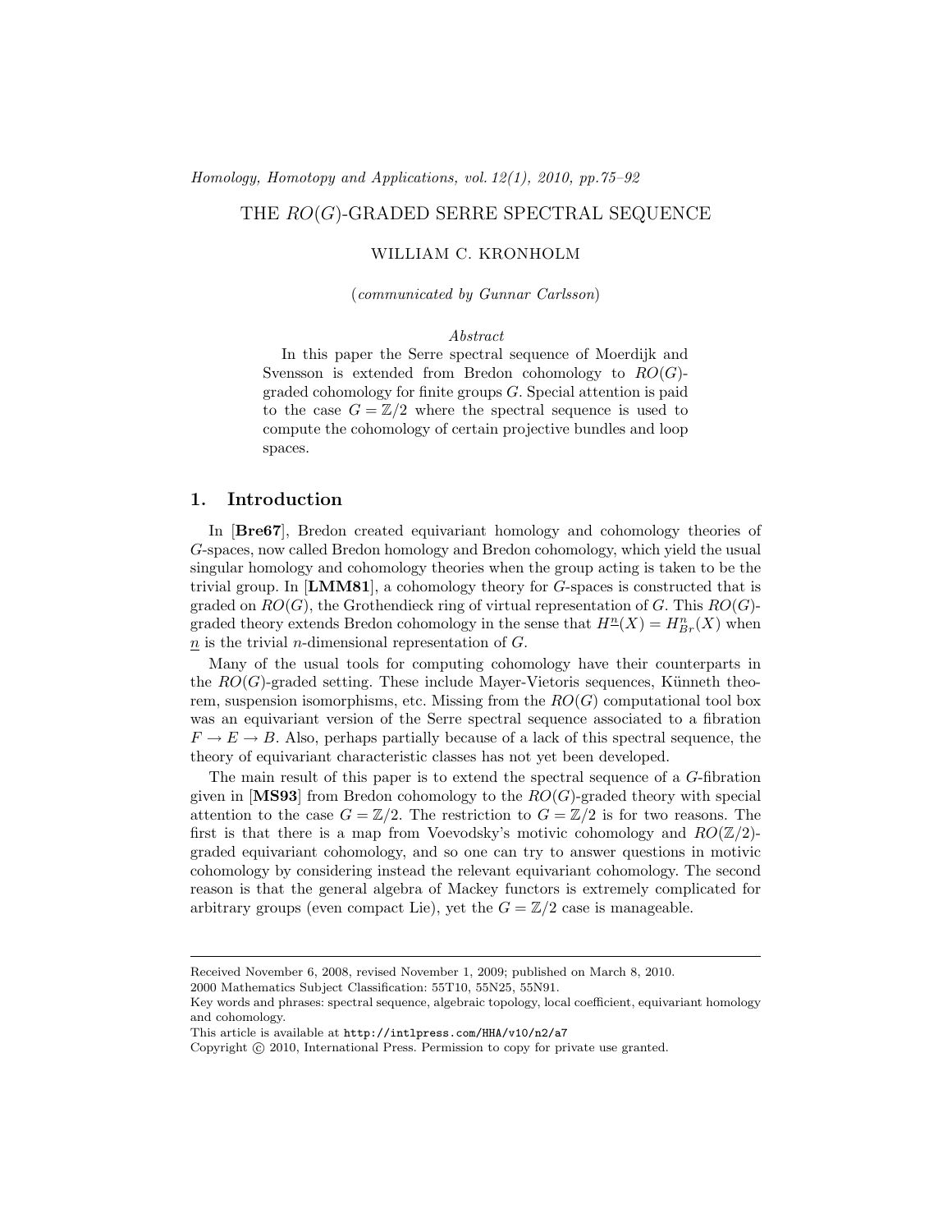# THE $RO(G)$-GRADED SERRE SPECTRAL SEQUENCE

WILLIAM C. KRONHOLM

(*communicated by Gunnar Carlsson*)

*Abstract*

In this paper the Serre spectral sequence of Moerdijk and Svensson is extended from Bredon cohomology to $RO(G)$-graded cohomology for finite groups $G$. Special attention is paid to the case $G = \mathbb{Z}/2$ where the spectral sequence is used to compute the cohomology of certain projective bundles and loop spaces.

## 1. Introduction

In [**Bre67**], Bredon created equivariant homology and cohomology theories of $G$-spaces, now called Bredon homology and Bredon cohomology, which yield the usual singular homology and cohomology theories when the group acting is taken to be the trivial group. In [**LMM81**], a cohomology theory for $G$-spaces is constructed that is graded on $RO(G)$, the Grothendieck ring of virtual representation of $G$. This $RO(G)$-graded theory extends Bredon cohomology in the sense that $H^{\underline{n}}(X) = H^n_{Br}(X)$ when $\underline{n}$ is the trivial $n$-dimensional representation of $G$.

Many of the usual tools for computing cohomology have their counterparts in the $RO(G)$-graded setting. These include Mayer-Vietoris sequences, Künneth theorem, suspension isomorphisms, etc. Missing from the $RO(G)$ computational tool box was an equivariant version of the Serre spectral sequence associated to a fibration $F \to E \to B$. Also, perhaps partially because of a lack of this spectral sequence, the theory of equivariant characteristic classes has not yet been developed.

The main result of this paper is to extend the spectral sequence of a $G$-fibration given in [**MS93**] from Bredon cohomology to the $RO(G)$-graded theory with special attention to the case $G = \mathbb{Z}/2$. The restriction to $G = \mathbb{Z}/2$ is for two reasons. The first is that there is a map from Voevodsky's motivic cohomology and $RO(\mathbb{Z}/2)$-graded equivariant cohomology, and so one can try to answer questions in motivic cohomology by considering instead the relevant equivariant cohomology. The second reason is that the general algebra of Mackey functors is extremely complicated for arbitrary groups (even compact Lie), yet the $G = \mathbb{Z}/2$ case is manageable.

---

Received November 6, 2008, revised November 1, 2009; published on March 8, 2010.
2000 Mathematics Subject Classification: 55T10, 55N25, 55N91.
Key words and phrases: spectral sequence, algebraic topology, local coefficient, equivariant homology and cohomology.
This article is available at http://intlpress.com/HHA/v10/n2/a7
Copyright © 2010, International Press. Permission to copy for private use granted.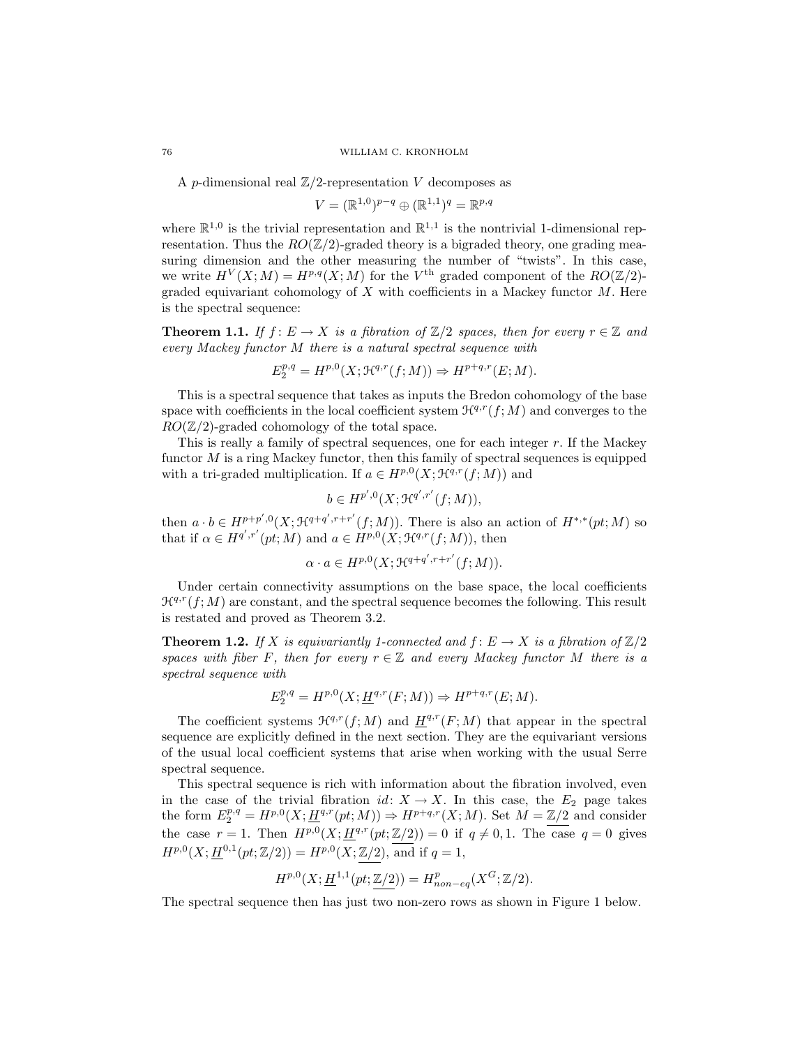A $p$-dimensional real $\mathbb{Z}/2$-representation $V$ decomposes as

$$V = (\mathbb{R}^{1,0})^{p-q} \oplus (\mathbb{R}^{1,1})^q = \mathbb{R}^{p,q}$$

where $\mathbb{R}^{1,0}$ is the trivial representation and $\mathbb{R}^{1,1}$ is the nontrivial 1-dimensional representation. Thus the $RO(\mathbb{Z}/2)$-graded theory is a bigraded theory, one grading measuring dimension and the other measuring the number of "twists". In this case, we write $H^V(X; M) = H^{p,q}(X; M)$ for the $V^{\text{th}}$ graded component of the $RO(\mathbb{Z}/2)$-graded equivariant cohomology of $X$ with coefficients in a Mackey functor $M$. Here is the spectral sequence:

**Theorem 1.1.** *If $f : E \to X$ is a fibration of $\mathbb{Z}/2$ spaces, then for every $r \in \mathbb{Z}$ and every Mackey functor $M$ there is a natural spectral sequence with*

$$E_2^{p,q} = H^{p,0}(X; \mathcal{H}^{q,r}(f; M)) \Rightarrow H^{p+q,r}(E; M).$$

This is a spectral sequence that takes as inputs the Bredon cohomology of the base space with coefficients in the local coefficient system $\mathcal{H}^{q,r}(f; M)$ and converges to the $RO(\mathbb{Z}/2)$-graded cohomology of the total space.

This is really a family of spectral sequences, one for each integer $r$. If the Mackey functor $M$ is a ring Mackey functor, then this family of spectral sequences is equipped with a tri-graded multiplication. If $a \in H^{p,0}(X; \mathcal{H}^{q,r}(f; M))$ and

$$b \in H^{p',0}(X; \mathcal{H}^{q',r'}(f; M)),$$

then $a \cdot b \in H^{p+p',0}(X; \mathcal{H}^{q+q',r+r'}(f; M))$. There is also an action of $H^{*,*}(pt; M)$ so that if $\alpha \in H^{q',r'}(pt; M)$ and $a \in H^{p,0}(X; \mathcal{H}^{q,r}(f; M))$, then

$$\alpha \cdot a \in H^{p,0}(X; \mathcal{H}^{q+q',r+r'}(f; M)).$$

Under certain connectivity assumptions on the base space, the local coefficients $\mathcal{H}^{q,r}(f; M)$ are constant, and the spectral sequence becomes the following. This result is restated and proved as Theorem 3.2.

**Theorem 1.2.** *If $X$ is equivariantly 1-connected and $f : E \to X$ is a fibration of $\mathbb{Z}/2$ spaces with fiber $F$, then for every $r \in \mathbb{Z}$ and every Mackey functor $M$ there is a spectral sequence with*

$$E_2^{p,q} = H^{p,0}(X; \underline{H}^{q,r}(F; M)) \Rightarrow H^{p+q,r}(E; M).$$

The coefficient systems $\mathcal{H}^{q,r}(f; M)$ and $\underline{H}^{q,r}(F; M)$ that appear in the spectral sequence are explicitly defined in the next section. They are the equivariant versions of the usual local coefficient systems that arise when working with the usual Serre spectral sequence.

This spectral sequence is rich with information about the fibration involved, even in the case of the trivial fibration $id : X \to X$. In this case, the $E_2$ page takes the form $E_2^{p,q} = H^{p,0}(X; \underline{H}^{q,r}(pt; M)) \Rightarrow H^{p+q,r}(X; M)$. Set $M = \underline{\mathbb{Z}/2}$ and consider the case $r = 1$. Then $H^{p,0}(X; \underline{H}^{q,1}(pt; \underline{\mathbb{Z}/2})) = 0$ if $q \neq 0, 1$. The case $q = 0$ gives $H^{p,0}(X; \underline{H}^{0,1}(pt; \mathbb{Z}/2)) = H^{p,0}(X; \underline{\mathbb{Z}/2})$, and if $q = 1$,

$$H^{p,0}(X; \underline{H}^{1,1}(pt; \underline{\mathbb{Z}/2})) = H^p_{non-eq}(X^G; \mathbb{Z}/2).$$

The spectral sequence then has just two non-zero rows as shown in Figure 1 below.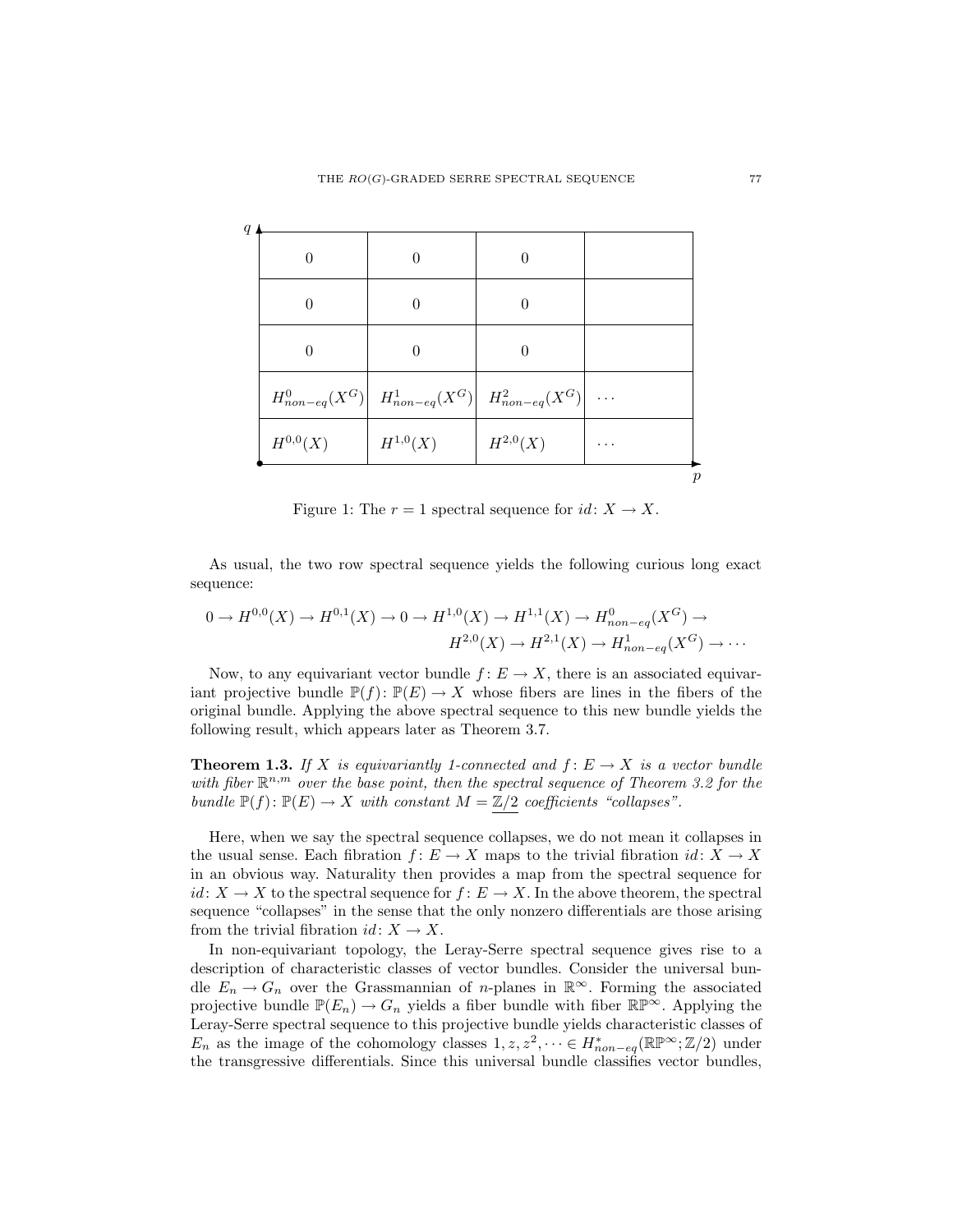| | | | |
|---|---|---|---|
| 0 | 0 | 0 | |
| 0 | 0 | 0 | |
| 0 | 0 | 0 | |
| $H^0_{non-eq}(X^G)$ | $H^1_{non-eq}(X^G)$ | $H^2_{non-eq}(X^G)$ | $\cdots$ |
| $H^{0,0}(X)$ | $H^{1,0}(X)$ | $H^{2,0}(X)$ | $\cdots$ |

Figure 1: The $r = 1$ spectral sequence for $id\colon X \to X$.

As usual, the two row spectral sequence yields the following curious long exact sequence:

$$0 \to H^{0,0}(X) \to H^{0,1}(X) \to 0 \to H^{1,0}(X) \to H^{1,1}(X) \to H^0_{non-eq}(X^G) \to$$
$$H^{2,0}(X) \to H^{2,1}(X) \to H^1_{non-eq}(X^G) \to \cdots$$

Now, to any equivariant vector bundle $f\colon E \to X$, there is an associated equivariant projective bundle $\mathbb{P}(f)\colon \mathbb{P}(E) \to X$ whose fibers are lines in the fibers of the original bundle. Applying the above spectral sequence to this new bundle yields the following result, which appears later as Theorem 3.7.

**Theorem 1.3.** *If $X$ is equivariantly 1-connected and $f\colon E \to X$ is a vector bundle with fiber $\mathbb{R}^{n,m}$ over the base point, then the spectral sequence of Theorem 3.2 for the bundle $\mathbb{P}(f)\colon \mathbb{P}(E) \to X$ with constant $M = \underline{\mathbb{Z}/2}$ coefficients "collapses".*

Here, when we say the spectral sequence collapses, we do not mean it collapses in the usual sense. Each fibration $f\colon E \to X$ maps to the trivial fibration $id\colon X \to X$ in an obvious way. Naturality then provides a map from the spectral sequence for $id\colon X \to X$ to the spectral sequence for $f\colon E \to X$. In the above theorem, the spectral sequence "collapses" in the sense that the only nonzero differentials are those arising from the trivial fibration $id\colon X \to X$.

In non-equivariant topology, the Leray-Serre spectral sequence gives rise to a description of characteristic classes of vector bundles. Consider the universal bundle $E_n \to G_n$ over the Grassmannian of $n$-planes in $\mathbb{R}^\infty$. Forming the associated projective bundle $\mathbb{P}(E_n) \to G_n$ yields a fiber bundle with fiber $\mathbb{RP}^\infty$. Applying the Leray-Serre spectral sequence to this projective bundle yields characteristic classes of $E_n$ as the image of the cohomology classes $1, z, z^2, \cdots \in H^*_{non-eq}(\mathbb{RP}^\infty; \mathbb{Z}/2)$ under the transgressive differentials. Since this universal bundle classifies vector bundles,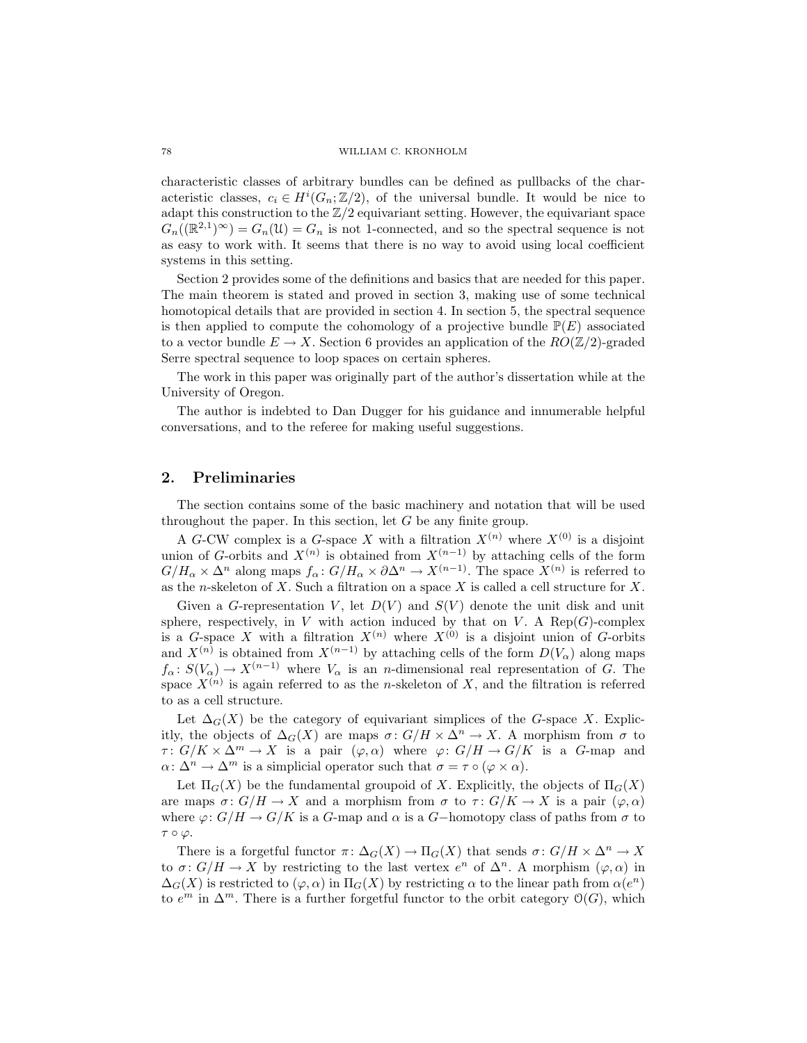characteristic classes of arbitrary bundles can be defined as pullbacks of the characteristic classes, $c_i \in H^i(G_n;\mathbb{Z}/2)$, of the universal bundle. It would be nice to adapt this construction to the $\mathbb{Z}/2$ equivariant setting. However, the equivariant space $G_n((\mathbb{R}^{2,1})^\infty) = G_n(\mathcal{U}) = G_n$ is not 1-connected, and so the spectral sequence is not as easy to work with. It seems that there is no way to avoid using local coefficient systems in this setting.

Section 2 provides some of the definitions and basics that are needed for this paper. The main theorem is stated and proved in section 3, making use of some technical homotopical details that are provided in section 4. In section 5, the spectral sequence is then applied to compute the cohomology of a projective bundle $\mathbb{P}(E)$ associated to a vector bundle $E \to X$. Section 6 provides an application of the $RO(\mathbb{Z}/2)$-graded Serre spectral sequence to loop spaces on certain spheres.

The work in this paper was originally part of the author's dissertation while at the University of Oregon.

The author is indebted to Dan Dugger for his guidance and innumerable helpful conversations, and to the referee for making useful suggestions.

## 2. Preliminaries

The section contains some of the basic machinery and notation that will be used throughout the paper. In this section, let $G$ be any finite group.

A $G$-CW complex is a $G$-space $X$ with a filtration $X^{(n)}$ where $X^{(0)}$ is a disjoint union of $G$-orbits and $X^{(n)}$ is obtained from $X^{(n-1)}$ by attaching cells of the form $G/H_\alpha \times \Delta^n$ along maps $f_\alpha\colon G/H_\alpha \times \partial\Delta^n \to X^{(n-1)}$. The space $X^{(n)}$ is referred to as the $n$-skeleton of $X$. Such a filtration on a space $X$ is called a cell structure for $X$.

Given a $G$-representation $V$, let $D(V)$ and $S(V)$ denote the unit disk and unit sphere, respectively, in $V$ with action induced by that on $V$. A $\mathrm{Rep}(G)$-complex is a $G$-space $X$ with a filtration $X^{(n)}$ where $X^{(0)}$ is a disjoint union of $G$-orbits and $X^{(n)}$ is obtained from $X^{(n-1)}$ by attaching cells of the form $D(V_\alpha)$ along maps $f_\alpha\colon S(V_\alpha) \to X^{(n-1)}$ where $V_\alpha$ is an $n$-dimensional real representation of $G$. The space $X^{(n)}$ is again referred to as the $n$-skeleton of $X$, and the filtration is referred to as a cell structure.

Let $\Delta_G(X)$ be the category of equivariant simplices of the $G$-space $X$. Explicitly, the objects of $\Delta_G(X)$ are maps $\sigma\colon G/H \times \Delta^n \to X$. A morphism from $\sigma$ to $\tau\colon G/K \times \Delta^m \to X$ is a pair $(\varphi, \alpha)$ where $\varphi\colon G/H \to G/K$ is a $G$-map and $\alpha\colon \Delta^n \to \Delta^m$ is a simplicial operator such that $\sigma = \tau \circ (\varphi \times \alpha)$.

Let $\Pi_G(X)$ be the fundamental groupoid of $X$. Explicitly, the objects of $\Pi_G(X)$ are maps $\sigma\colon G/H \to X$ and a morphism from $\sigma$ to $\tau\colon G/K \to X$ is a pair $(\varphi, \alpha)$ where $\varphi\colon G/H \to G/K$ is a $G$-map and $\alpha$ is a $G-$homotopy class of paths from $\sigma$ to $\tau \circ \varphi$.

There is a forgetful functor $\pi\colon \Delta_G(X) \to \Pi_G(X)$ that sends $\sigma\colon G/H \times \Delta^n \to X$ to $\sigma\colon G/H \to X$ by restricting to the last vertex $e^n$ of $\Delta^n$. A morphism $(\varphi, \alpha)$ in $\Delta_G(X)$ is restricted to $(\varphi, \alpha)$ in $\Pi_G(X)$ by restricting $\alpha$ to the linear path from $\alpha(e^n)$ to $e^m$ in $\Delta^m$. There is a further forgetful functor to the orbit category $\mathcal{O}(G)$, which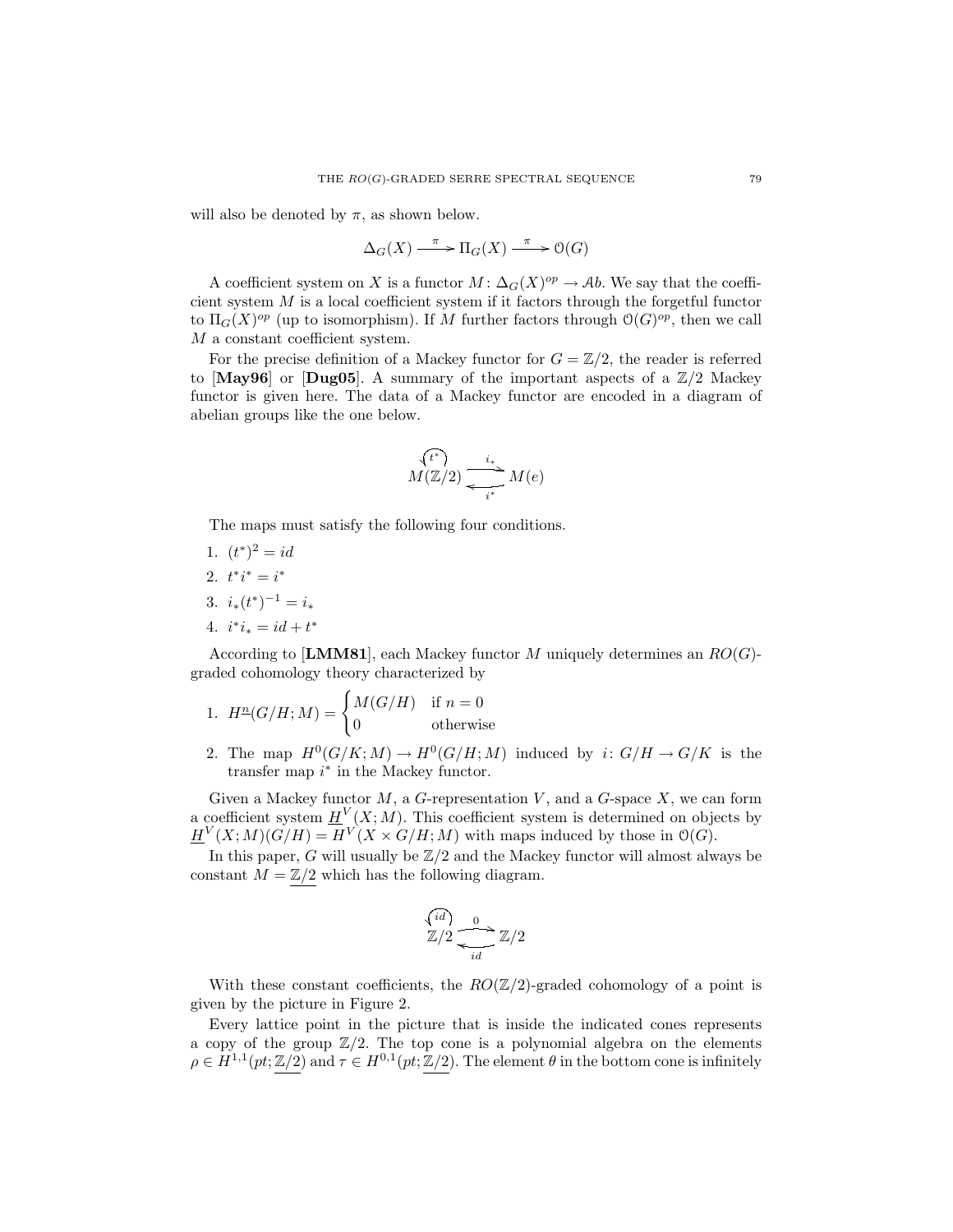will also be denoted by $\pi$, as shown below.

$$\Delta_G(X) \xrightarrow{\pi} \Pi_G(X) \xrightarrow{\pi} \mathcal{O}(G)$$

A coefficient system on $X$ is a functor $M\colon \Delta_G(X)^{op} \to \mathcal{A}b$. We say that the coefficient system $M$ is a local coefficient system if it factors through the forgetful functor to $\Pi_G(X)^{op}$ (up to isomorphism). If $M$ further factors through $\mathcal{O}(G)^{op}$, then we call $M$ a constant coefficient system.

For the precise definition of a Mackey functor for $G = \mathbb{Z}/2$, the reader is referred to [**May96**] or [**Dug05**]. A summary of the important aspects of a $\mathbb{Z}/2$ Mackey functor is given here. The data of a Mackey functor are encoded in a diagram of abelian groups like the one below.

$$\overset{t^*}{\circlearrowright} M(\mathbb{Z}/2) \underset{i^*}{\overset{i_*}{\rightleftarrows}} M(e)$$

The maps must satisfy the following four conditions.

1. $(t^*)^2 = id$
2. $t^* i^* = i^*$
3. $i_*(t^*)^{-1} = i_*$
4. $i^* i_* = id + t^*$

According to [**LMM81**], each Mackey functor $M$ uniquely determines an $RO(G)$-graded cohomology theory characterized by

1. $H^{\underline{n}}(G/H; M) = \begin{cases} M(G/H) & \text{if } n = 0 \\ 0 & \text{otherwise} \end{cases}$
2. The map $H^0(G/K; M) \to H^0(G/H; M)$ induced by $i\colon G/H \to G/K$ is the transfer map $i^*$ in the Mackey functor.

Given a Mackey functor $M$, a $G$-representation $V$, and a $G$-space $X$, we can form a coefficient system $\underline{H}^V(X; M)$. This coefficient system is determined on objects by $\underline{H}^V(X; M)(G/H) = H^V(X \times G/H; M)$ with maps induced by those in $\mathcal{O}(G)$.

In this paper, $G$ will usually be $\mathbb{Z}/2$ and the Mackey functor will almost always be constant $M = \underline{\mathbb{Z}/2}$ which has the following diagram.

$$\overset{id}{\circlearrowright} \mathbb{Z}/2 \underset{id}{\overset{0}{\rightleftarrows}} \mathbb{Z}/2$$

With these constant coefficients, the $RO(\mathbb{Z}/2)$-graded cohomology of a point is given by the picture in Figure 2.

Every lattice point in the picture that is inside the indicated cones represents a copy of the group $\mathbb{Z}/2$. The top cone is a polynomial algebra on the elements $\rho \in H^{1,1}(pt; \underline{\mathbb{Z}/2})$ and $\tau \in H^{0,1}(pt; \underline{\mathbb{Z}/2})$. The element $\theta$ in the bottom cone is infinitely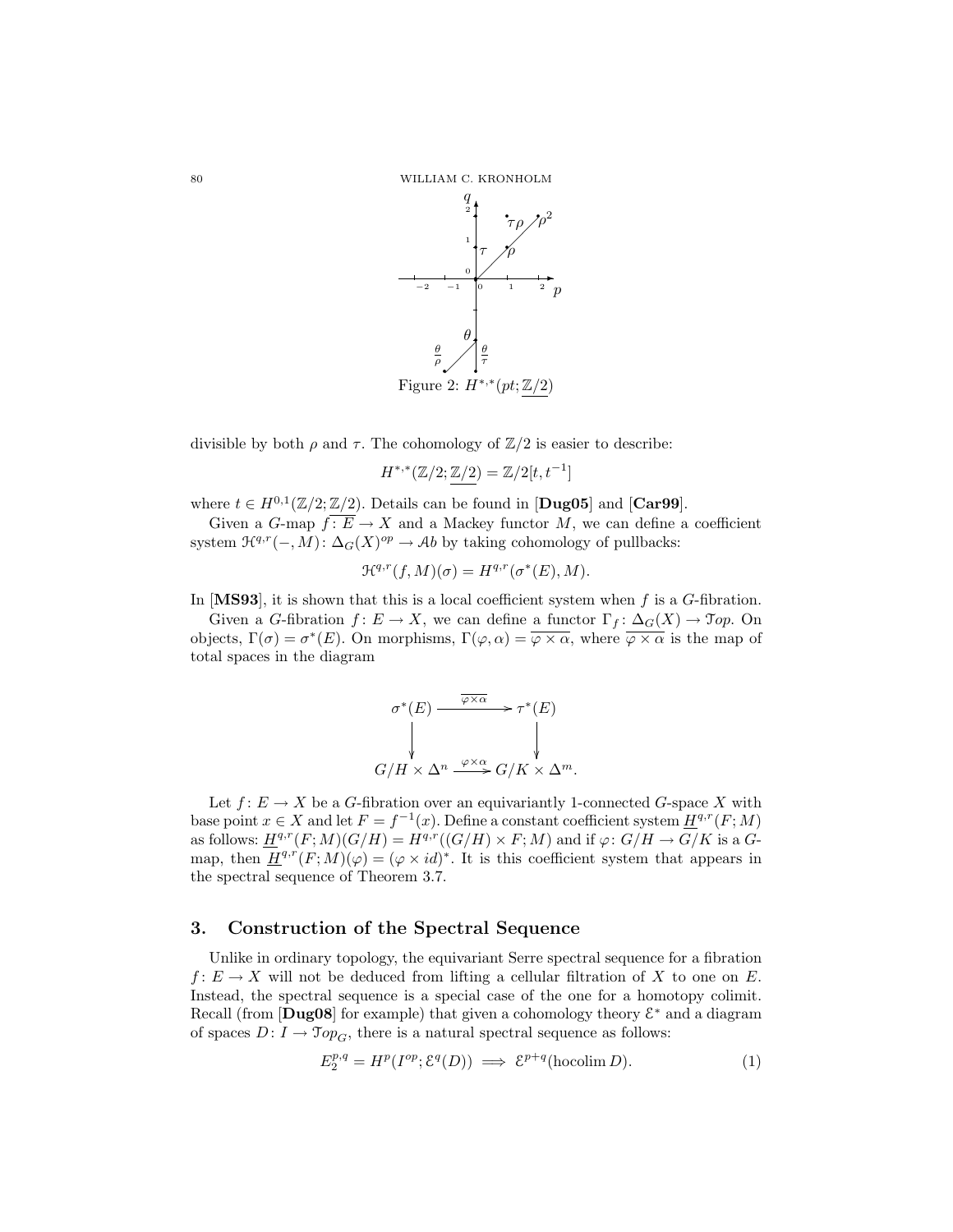Figure 2: $H^{*,*}(pt;\underline{\mathbb{Z}/2})$

divisible by both $\rho$ and $\tau$. The cohomology of $\mathbb{Z}/2$ is easier to describe:

$$H^{*,*}(\mathbb{Z}/2;\underline{\mathbb{Z}/2}) = \mathbb{Z}/2[t, t^{-1}]$$

where $t \in H^{0,1}(\mathbb{Z}/2;\underline{\mathbb{Z}/2})$. Details can be found in [**Dug05**] and [**Car99**].

Given a $G$-map $f\colon E \to X$ and a Mackey functor $M$, we can define a coefficient system $\mathcal{H}^{q,r}(-,M)\colon \Delta_G(X)^{op} \to \mathcal{A}b$ by taking cohomology of pullbacks:

$$\mathcal{H}^{q,r}(f,M)(\sigma) = H^{q,r}(\sigma^*(E), M).$$

In [**MS93**], it is shown that this is a local coefficient system when $f$ is a $G$-fibration.

Given a $G$-fibration $f\colon E \to X$, we can define a functor $\Gamma_f\colon \Delta_G(X) \to \mathcal{T}op$. On objects, $\Gamma(\sigma) = \sigma^*(E)$. On morphisms, $\Gamma(\varphi, \alpha) = \overline{\varphi \times \alpha}$, where $\overline{\varphi \times \alpha}$ is the map of total spaces in the diagram

$$\begin{array}{ccc} \sigma^*(E) & \xrightarrow{\overline{\varphi\times\alpha}} & \tau^*(E) \\ \downarrow & & \downarrow \\ G/H \times \Delta^n & \xrightarrow{\varphi\times\alpha} & G/K \times \Delta^m. \end{array}$$

Let $f\colon E \to X$ be a $G$-fibration over an equivariantly 1-connected $G$-space $X$ with base point $x \in X$ and let $F = f^{-1}(x)$. Define a constant coefficient system $\underline{H}^{q,r}(F;M)$ as follows: $\underline{H}^{q,r}(F;M)(G/H) = H^{q,r}((G/H) \times F; M)$ and if $\varphi\colon G/H \to G/K$ is a $G$-map, then $\underline{H}^{q,r}(F;M)(\varphi) = (\varphi \times id)^*$. It is this coefficient system that appears in the spectral sequence of Theorem 3.7.

## 3. Construction of the Spectral Sequence

Unlike in ordinary topology, the equivariant Serre spectral sequence for a fibration $f\colon E \to X$ will not be deduced from lifting a cellular filtration of $X$ to one on $E$. Instead, the spectral sequence is a special case of the one for a homotopy colimit. Recall (from [**Dug08**] for example) that given a cohomology theory $\mathcal{E}^*$ and a diagram of spaces $D\colon I \to \mathcal{T}op_G$, there is a natural spectral sequence as follows:

$$E_2^{p,q} = H^p(I^{op}; \mathcal{E}^q(D)) \implies \mathcal{E}^{p+q}(\operatorname{hocolim} D). \tag{1}$$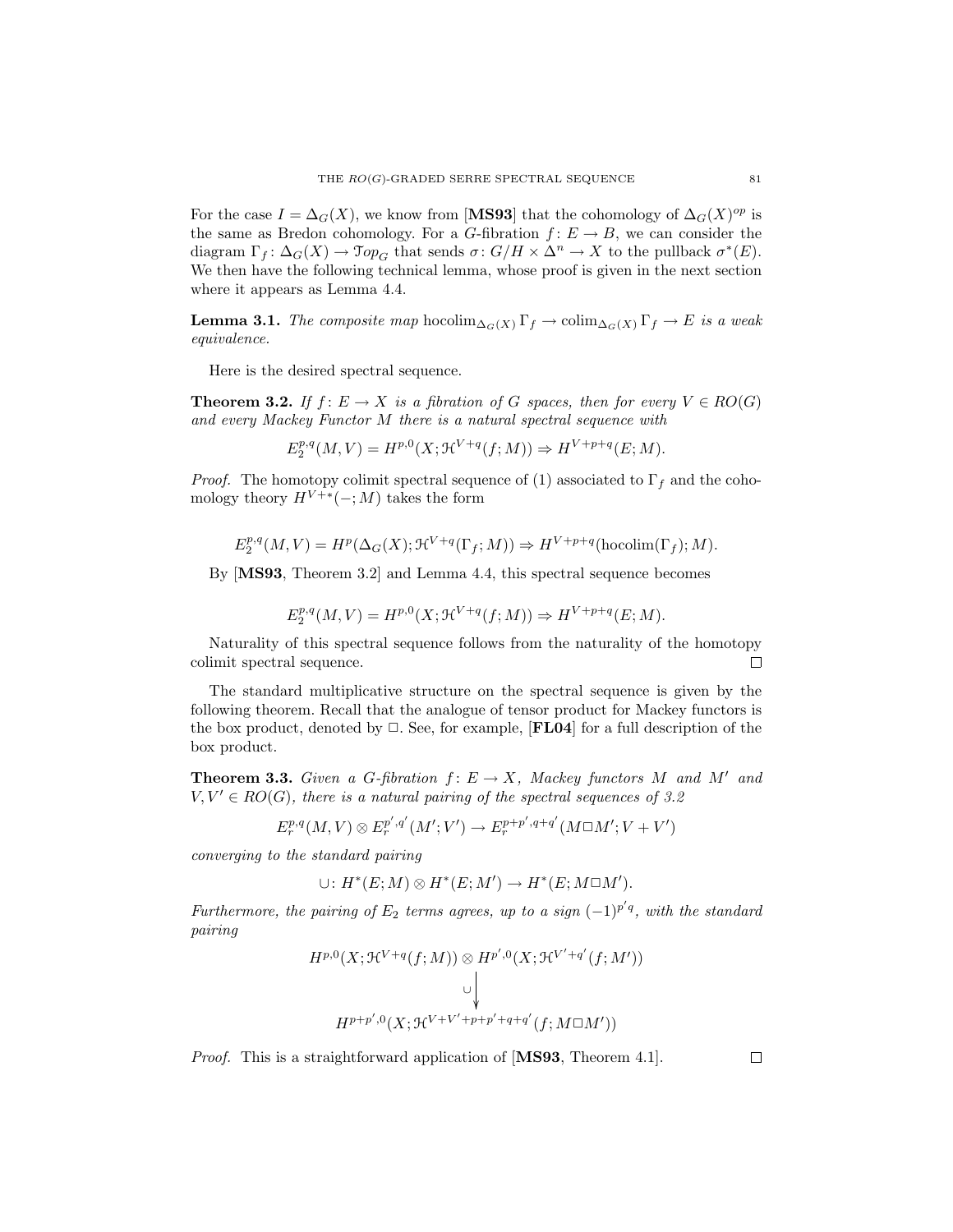For the case $I = \Delta_G(X)$, we know from [**MS93**] that the cohomology of $\Delta_G(X)^{op}$ is the same as Bredon cohomology. For a $G$-fibration $f\colon E \to B$, we can consider the diagram $\Gamma_f\colon \Delta_G(X) \to \mathcal{T}op_G$ that sends $\sigma\colon G/H \times \Delta^n \to X$ to the pullback $\sigma^*(E)$. We then have the following technical lemma, whose proof is given in the next section where it appears as Lemma 4.4.

**Lemma 3.1.** *The composite map* $\operatorname{hocolim}_{\Delta_G(X)} \Gamma_f \to \operatorname{colim}_{\Delta_G(X)} \Gamma_f \to E$ *is a weak equivalence.*

Here is the desired spectral sequence.

**Theorem 3.2.** *If $f\colon E \to X$ is a fibration of $G$ spaces, then for every $V \in RO(G)$ and every Mackey Functor $M$ there is a natural spectral sequence with*

$$E_2^{p,q}(M,V) = H^{p,0}(X; \mathcal{H}^{V+q}(f;M)) \Rightarrow H^{V+p+q}(E;M).$$

*Proof.* The homotopy colimit spectral sequence of (1) associated to $\Gamma_f$ and the cohomology theory $H^{V+*}(-;M)$ takes the form

$$E_2^{p,q}(M,V) = H^p(\Delta_G(X); \mathcal{H}^{V+q}(\Gamma_f;M)) \Rightarrow H^{V+p+q}(\operatorname{hocolim}(\Gamma_f);M).$$

By [**MS93**, Theorem 3.2] and Lemma 4.4, this spectral sequence becomes

$$E_2^{p,q}(M,V) = H^{p,0}(X; \mathcal{H}^{V+q}(f;M)) \Rightarrow H^{V+p+q}(E;M).$$

Naturality of this spectral sequence follows from the naturality of the homotopy colimit spectral sequence. $\square$

The standard multiplicative structure on the spectral sequence is given by the following theorem. Recall that the analogue of tensor product for Mackey functors is the box product, denoted by $\square$. See, for example, [**FL04**] for a full description of the box product.

**Theorem 3.3.** *Given a $G$-fibration $f\colon E \to X$, Mackey functors $M$ and $M'$ and $V, V' \in RO(G)$, there is a natural pairing of the spectral sequences of 3.2*

$$E_r^{p,q}(M,V) \otimes E_r^{p',q'}(M';V') \to E_r^{p+p',q+q'}(M \square M'; V+V')$$

*converging to the standard pairing*

$$\cup\colon H^*(E;M) \otimes H^*(E;M') \to H^*(E; M \square M').$$

*Furthermore, the pairing of $E_2$ terms agrees, up to a sign $(-1)^{p'q}$, with the standard pairing*

$$\begin{array}{c} H^{p,0}(X; \mathcal{H}^{V+q}(f;M)) \otimes H^{p',0}(X; \mathcal{H}^{V'+q'}(f;M')) \\ \big\downarrow \cup \\ H^{p+p',0}(X; \mathcal{H}^{V+V'+p+p'+q+q'}(f; M \square M')) \end{array}$$

*Proof.* This is a straightforward application of [**MS93**, Theorem 4.1]. $\square$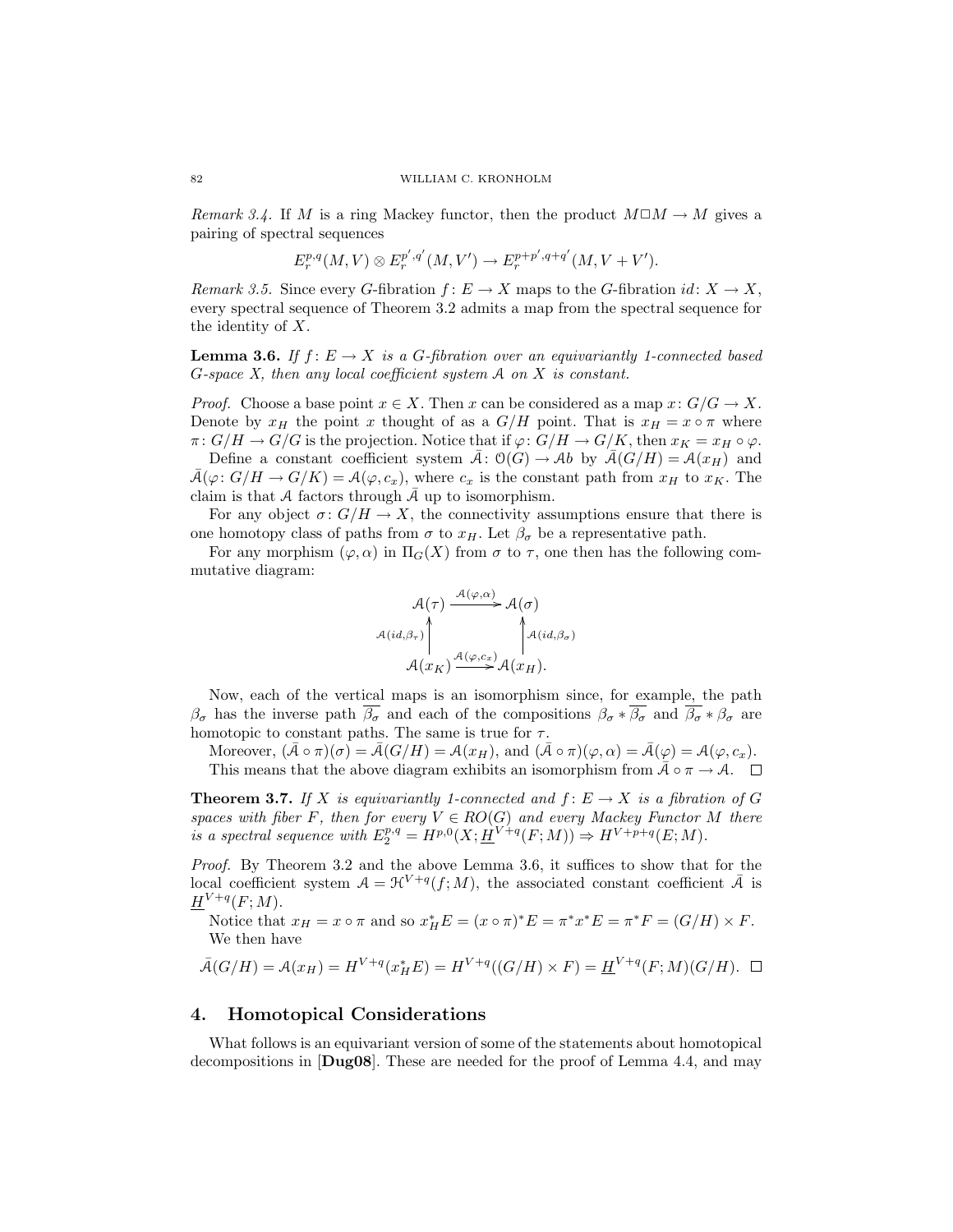*Remark 3.4.* If $M$ is a ring Mackey functor, then the product $M \square M \to M$ gives a pairing of spectral sequences

$$E_r^{p,q}(M,V) \otimes E_r^{p',q'}(M,V') \to E_r^{p+p',q+q'}(M,V+V').$$

*Remark 3.5.* Since every $G$-fibration $f\colon E \to X$ maps to the $G$-fibration $id\colon X \to X$, every spectral sequence of Theorem 3.2 admits a map from the spectral sequence for the identity of $X$.

**Lemma 3.6.** *If $f\colon E \to X$ is a $G$-fibration over an equivariantly 1-connected based $G$-space $X$, then any local coefficient system $\mathcal{A}$ on $X$ is constant.*

*Proof.* Choose a base point $x \in X$. Then $x$ can be considered as a map $x\colon G/G \to X$. Denote by $x_H$ the point $x$ thought of as a $G/H$ point. That is $x_H = x \circ \pi$ where $\pi\colon G/H \to G/G$ is the projection. Notice that if $\varphi\colon G/H \to G/K$, then $x_K = x_H \circ \varphi$.

Define a constant coefficient system $\bar{\mathcal{A}}\colon \mathcal{O}(G) \to \mathcal{A}b$ by $\bar{\mathcal{A}}(G/H) = \mathcal{A}(x_H)$ and $\bar{\mathcal{A}}(\varphi\colon G/H \to G/K) = \mathcal{A}(\varphi, c_x)$, where $c_x$ is the constant path from $x_H$ to $x_K$. The claim is that $\mathcal{A}$ factors through $\bar{\mathcal{A}}$ up to isomorphism.

For any object $\sigma\colon G/H \to X$, the connectivity assumptions ensure that there is one homotopy class of paths from $\sigma$ to $x_H$. Let $\beta_\sigma$ be a representative path.

For any morphism $(\varphi, \alpha)$ in $\Pi_G(X)$ from $\sigma$ to $\tau$, one then has the following commutative diagram:

$$\begin{array}{ccc}
\mathcal{A}(\tau) & \xrightarrow{\mathcal{A}(\varphi,\alpha)} & \mathcal{A}(\sigma) \\
{\scriptstyle \mathcal{A}(id,\beta_\tau)}\big\uparrow & & \big\uparrow{\scriptstyle \mathcal{A}(id,\beta_\sigma)} \\
\mathcal{A}(x_K) & \xrightarrow{\mathcal{A}(\varphi,c_x)} & \mathcal{A}(x_H).
\end{array}$$

Now, each of the vertical maps is an isomorphism since, for example, the path $\beta_\sigma$ has the inverse path $\overline{\beta_\sigma}$ and each of the compositions $\beta_\sigma * \overline{\beta_\sigma}$ and $\overline{\beta_\sigma} * \beta_\sigma$ are homotopic to constant paths. The same is true for $\tau$.

Moreover, $(\bar{\mathcal{A}} \circ \pi)(\sigma) = \bar{\mathcal{A}}(G/H) = \mathcal{A}(x_H)$, and $(\bar{\mathcal{A}} \circ \pi)(\varphi, \alpha) = \bar{\mathcal{A}}(\varphi) = \mathcal{A}(\varphi, c_x)$.

This means that the above diagram exhibits an isomorphism from $\bar{\mathcal{A}} \circ \pi \to \mathcal{A}$. $\square$

**Theorem 3.7.** *If $X$ is equivariantly 1-connected and $f\colon E \to X$ is a fibration of $G$ spaces with fiber $F$, then for every $V \in RO(G)$ and every Mackey Functor $M$ there is a spectral sequence with $E_2^{p,q} = H^{p,0}(X; \underline{H}^{V+q}(F;M)) \Rightarrow H^{V+p+q}(E;M)$.*

*Proof.* By Theorem 3.2 and the above Lemma 3.6, it suffices to show that for the local coefficient system $\mathcal{A} = \mathcal{H}^{V+q}(f;M)$, the associated constant coefficient $\bar{\mathcal{A}}$ is $\underline{H}^{V+q}(F;M)$.

Notice that $x_H = x \circ \pi$ and so $x_H^* E = (x \circ \pi)^* E = \pi^* x^* E = \pi^* F = (G/H) \times F$.

We then have

$$\bar{\mathcal{A}}(G/H) = \mathcal{A}(x_H) = H^{V+q}(x_H^* E) = H^{V+q}((G/H) \times F) = \underline{H}^{V+q}(F;M)(G/H). \quad \square$$

## 4. Homotopical Considerations

What follows is an equivariant version of some of the statements about homotopical decompositions in [**Dug08**]. These are needed for the proof of Lemma 4.4, and may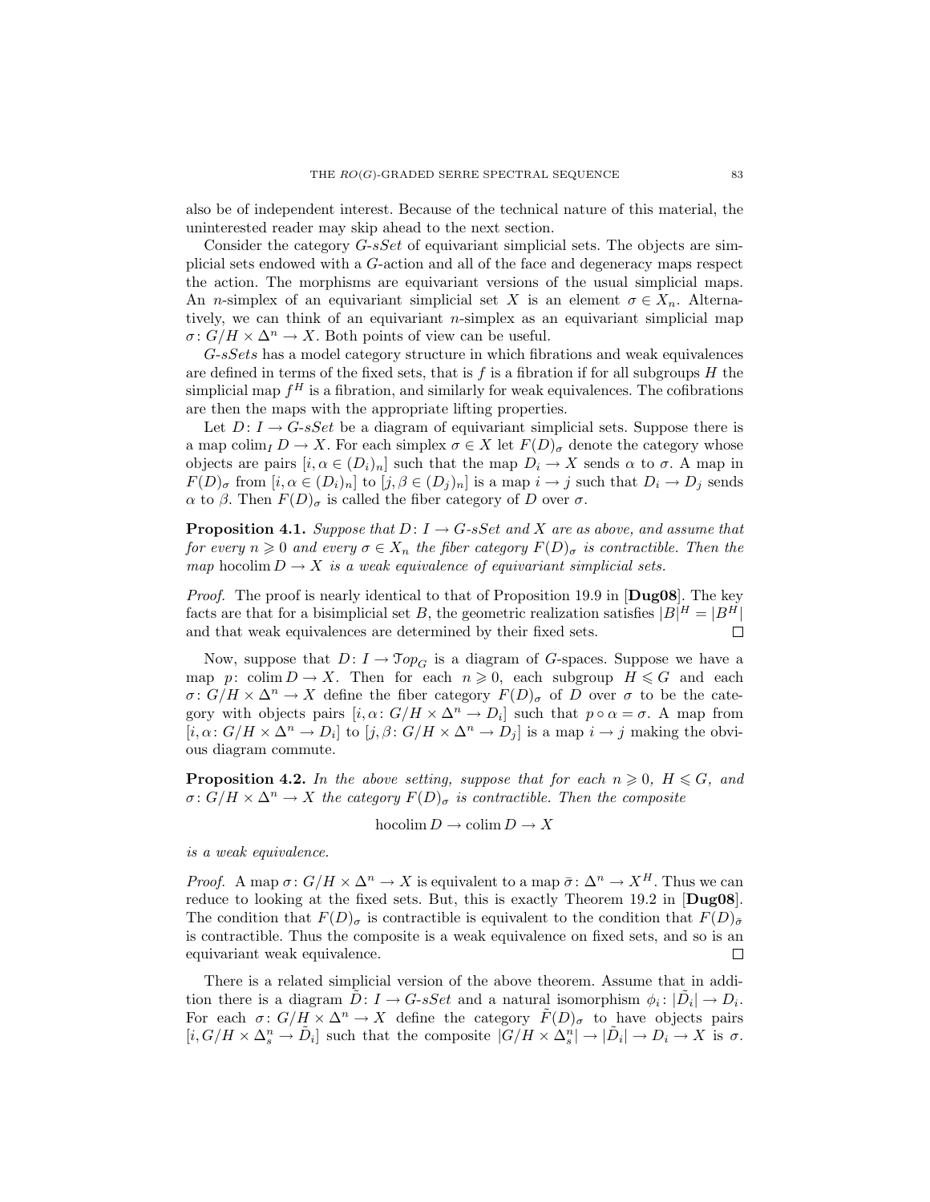also be of independent interest. Because of the technical nature of this material, the uninterested reader may skip ahead to the next section.

Consider the category $G$-$sSet$ of equivariant simplicial sets. The objects are simplicial sets endowed with a $G$-action and all of the face and degeneracy maps respect the action. The morphisms are equivariant versions of the usual simplicial maps. An $n$-simplex of an equivariant simplicial set $X$ is an element $\sigma \in X_n$. Alternatively, we can think of an equivariant $n$-simplex as an equivariant simplicial map $\sigma\colon G/H \times \Delta^n \to X$. Both points of view can be useful.

$G$-$sSets$ has a model category structure in which fibrations and weak equivalences are defined in terms of the fixed sets, that is $f$ is a fibration if for all subgroups $H$ the simplicial map $f^H$ is a fibration, and similarly for weak equivalences. The cofibrations are then the maps with the appropriate lifting properties.

Let $D\colon I \to G$-$sSet$ be a diagram of equivariant simplicial sets. Suppose there is a map $\operatorname{colim}_I D \to X$. For each simplex $\sigma \in X$ let $F(D)_\sigma$ denote the category whose objects are pairs $[i, \alpha \in (D_i)_n]$ such that the map $D_i \to X$ sends $\alpha$ to $\sigma$. A map in $F(D)_\sigma$ from $[i, \alpha \in (D_i)_n]$ to $[j, \beta \in (D_j)_n]$ is a map $i \to j$ such that $D_i \to D_j$ sends $\alpha$ to $\beta$. Then $F(D)_\sigma$ is called the fiber category of $D$ over $\sigma$.

**Proposition 4.1.** *Suppose that $D\colon I \to G$-$sSet$ and $X$ are as above, and assume that for every $n \geqslant 0$ and every $\sigma \in X_n$ the fiber category $F(D)_\sigma$ is contractible. Then the map* $\operatorname{hocolim} D \to X$ *is a weak equivalence of equivariant simplicial sets.*

*Proof.* The proof is nearly identical to that of Proposition 19.9 in [**Dug08**]. The key facts are that for a bisimplicial set $B$, the geometric realization satisfies $|B|^H = |B^H|$ and that weak equivalences are determined by their fixed sets. $\square$

Now, suppose that $D\colon I \to \mathcal{T}op_G$ is a diagram of $G$-spaces. Suppose we have a map $p\colon \operatorname{colim} D \to X$. Then for each $n \geqslant 0$, each subgroup $H \leqslant G$ and each $\sigma\colon G/H \times \Delta^n \to X$ define the fiber category $F(D)_\sigma$ of $D$ over $\sigma$ to be the category with objects pairs $[i, \alpha\colon G/H \times \Delta^n \to D_i]$ such that $p \circ \alpha = \sigma$. A map from $[i, \alpha\colon G/H \times \Delta^n \to D_i]$ to $[j, \beta\colon G/H \times \Delta^n \to D_j]$ is a map $i \to j$ making the obvious diagram commute.

**Proposition 4.2.** *In the above setting, suppose that for each $n \geqslant 0$, $H \leqslant G$, and $\sigma\colon G/H \times \Delta^n \to X$ the category $F(D)_\sigma$ is contractible. Then the composite*

$$\operatorname{hocolim} D \to \operatorname{colim} D \to X$$

*is a weak equivalence.*

*Proof.* A map $\sigma\colon G/H \times \Delta^n \to X$ is equivalent to a map $\bar{\sigma}\colon \Delta^n \to X^H$. Thus we can reduce to looking at the fixed sets. But, this is exactly Theorem 19.2 in [**Dug08**]. The condition that $F(D)_\sigma$ is contractible is equivalent to the condition that $F(D)_{\bar{\sigma}}$ is contractible. Thus the composite is a weak equivalence on fixed sets, and so is an equivariant weak equivalence. $\square$

There is a related simplicial version of the above theorem. Assume that in addition there is a diagram $\tilde{D}\colon I \to G$-$sSet$ and a natural isomorphism $\phi_i\colon |\tilde{D}_i| \to D_i$. For each $\sigma\colon G/H \times \Delta^n \to X$ define the category $\tilde{F}(D)_\sigma$ to have objects pairs $[i, G/H \times \Delta^n_s \to \tilde{D}_i]$ such that the composite $|G/H \times \Delta^n_s| \to |\tilde{D}_i| \to D_i \to X$ is $\sigma$.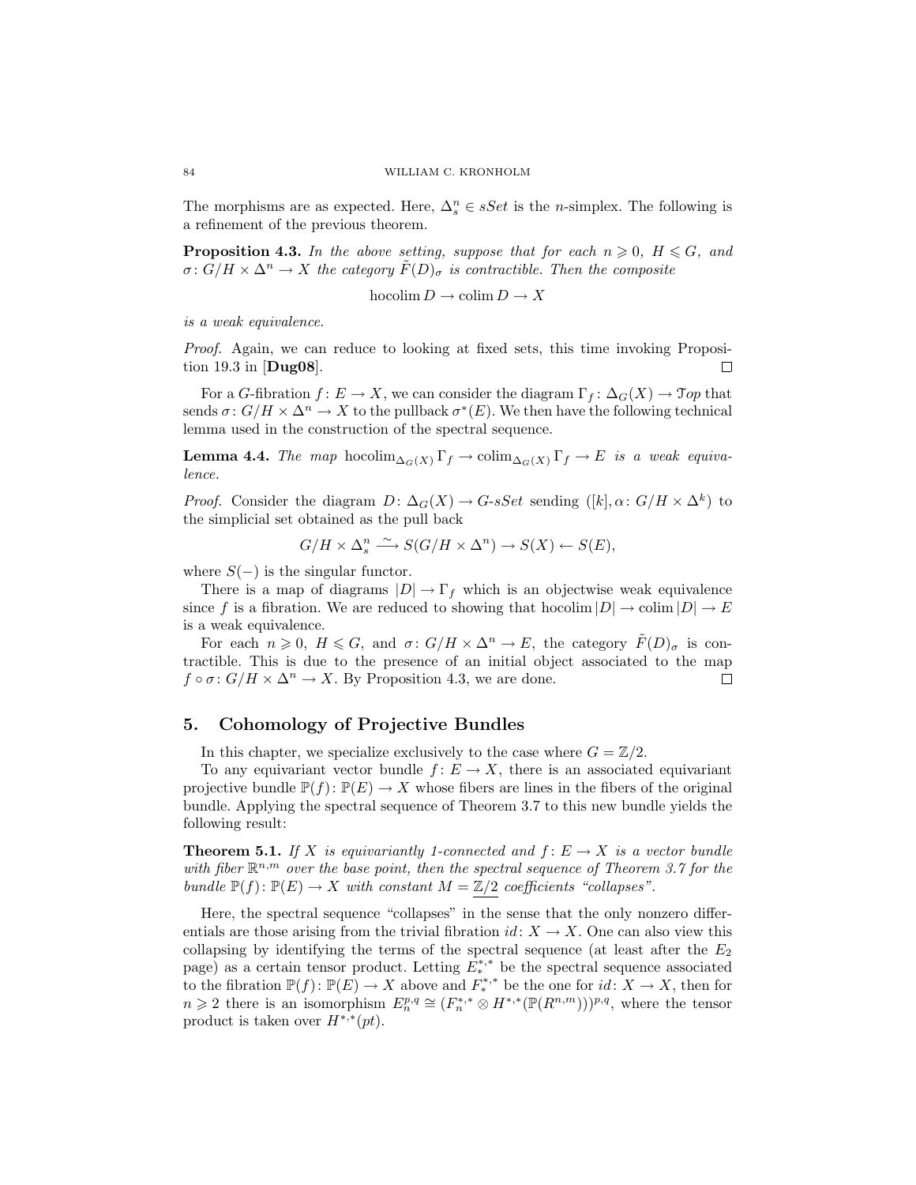The morphisms are as expected. Here, $\Delta^n_s \in sSet$ is the $n$-simplex. The following is a refinement of the previous theorem.

**Proposition 4.3.** *In the above setting, suppose that for each $n \geqslant 0$, $H \leqslant G$, and $\sigma\colon G/H \times \Delta^n \to X$ the category $\tilde{F}(D)_\sigma$ is contractible. Then the composite*

$$\operatorname{hocolim} D \to \operatorname{colim} D \to X$$

*is a weak equivalence.*

*Proof.* Again, we can reduce to looking at fixed sets, this time invoking Proposition 19.3 in [**Dug08**]. □

For a $G$-fibration $f\colon E \to X$, we can consider the diagram $\Gamma_f\colon \Delta_G(X) \to \mathcal{T}op$ that sends $\sigma\colon G/H \times \Delta^n \to X$ to the pullback $\sigma^*(E)$. We then have the following technical lemma used in the construction of the spectral sequence.

**Lemma 4.4.** *The map $\operatorname{hocolim}_{\Delta_G(X)} \Gamma_f \to \operatorname{colim}_{\Delta_G(X)} \Gamma_f \to E$ is a weak equivalence.*

*Proof.* Consider the diagram $D\colon \Delta_G(X) \to G\text{-}sSet$ sending $([k], \alpha\colon G/H \times \Delta^k)$ to the simplicial set obtained as the pull back

$$G/H \times \Delta^n_s \xrightarrow{\sim} S(G/H \times \Delta^n) \to S(X) \leftarrow S(E),$$

where $S(-)$ is the singular functor.

There is a map of diagrams $|D| \to \Gamma_f$ which is an objectwise weak equivalence since $f$ is a fibration. We are reduced to showing that $\operatorname{hocolim}|D| \to \operatorname{colim}|D| \to E$ is a weak equivalence.

For each $n \geqslant 0$, $H \leqslant G$, and $\sigma\colon G/H \times \Delta^n \to E$, the category $\tilde{F}(D)_\sigma$ is contractible. This is due to the presence of an initial object associated to the map $f \circ \sigma\colon G/H \times \Delta^n \to X$. By Proposition 4.3, we are done. □

## 5. Cohomology of Projective Bundles

In this chapter, we specialize exclusively to the case where $G = \mathbb{Z}/2$.

To any equivariant vector bundle $f\colon E \to X$, there is an associated equivariant projective bundle $\mathbb{P}(f)\colon \mathbb{P}(E) \to X$ whose fibers are lines in the fibers of the original bundle. Applying the spectral sequence of Theorem 3.7 to this new bundle yields the following result:

**Theorem 5.1.** *If $X$ is equivariantly 1-connected and $f\colon E \to X$ is a vector bundle with fiber $\mathbb{R}^{n,m}$ over the base point, then the spectral sequence of Theorem 3.7 for the bundle $\mathbb{P}(f)\colon \mathbb{P}(E) \to X$ with constant $M = \underline{\mathbb{Z}/2}$ coefficients "collapses".*

Here, the spectral sequence "collapses" in the sense that the only nonzero differentials are those arising from the trivial fibration $id\colon X \to X$. One can also view this collapsing by identifying the terms of the spectral sequence (at least after the $E_2$ page) as a certain tensor product. Letting $E^{*,*}_*$ be the spectral sequence associated to the fibration $\mathbb{P}(f)\colon \mathbb{P}(E) \to X$ above and $F^{*,*}_*$ be the one for $id\colon X \to X$, then for $n \geqslant 2$ there is an isomorphism $E^{p,q}_n \cong (F^{*,*}_n \otimes H^{*,*}(\mathbb{P}(R^{n,m})))^{p,q}$, where the tensor product is taken over $H^{*,*}(pt)$.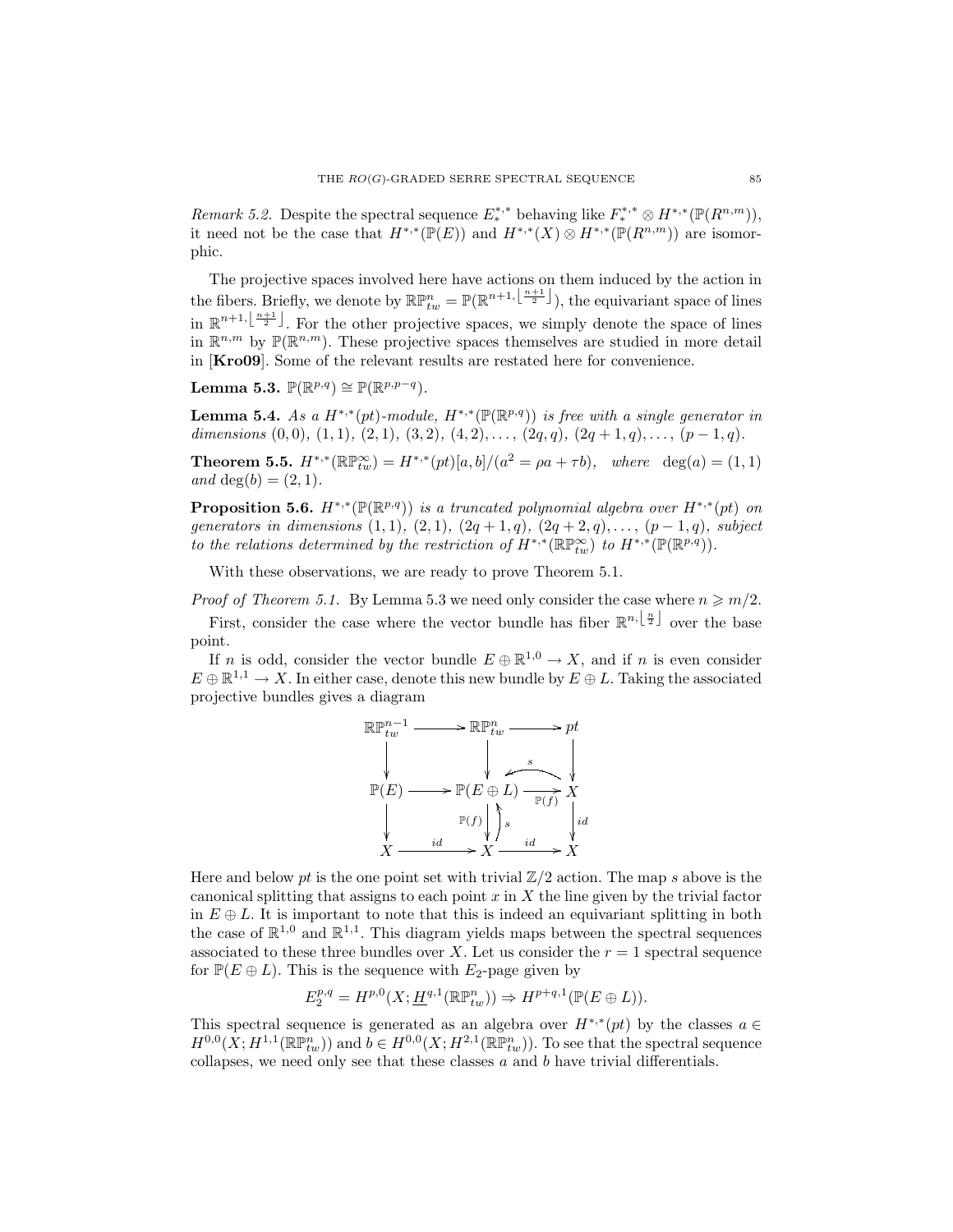*Remark 5.2.* Despite the spectral sequence $E_*^{*,*}$ behaving like $F_*^{*,*} \otimes H^{*,*}(\mathbb{P}(R^{n,m}))$, it need not be the case that $H^{*,*}(\mathbb{P}(E))$ and $H^{*,*}(X) \otimes H^{*,*}(\mathbb{P}(R^{n,m}))$ are isomorphic.

The projective spaces involved here have actions on them induced by the action in the fibers. Briefly, we denote by $\mathbb{RP}^n_{tw} = \mathbb{P}(\mathbb{R}^{n+1,\lfloor \frac{n+1}{2} \rfloor})$, the equivariant space of lines in $\mathbb{R}^{n+1,\lfloor \frac{n+1}{2} \rfloor}$. For the other projective spaces, we simply denote the space of lines in $\mathbb{R}^{n,m}$ by $\mathbb{P}(\mathbb{R}^{n,m})$. These projective spaces themselves are studied in more detail in [**Kro09**]. Some of the relevant results are restated here for convenience.

**Lemma 5.3.** $\mathbb{P}(\mathbb{R}^{p,q}) \cong \mathbb{P}(\mathbb{R}^{p,p-q})$.

**Lemma 5.4.** *As a $H^{*,*}(pt)$-module, $H^{*,*}(\mathbb{P}(\mathbb{R}^{p,q}))$ is free with a single generator in dimensions $(0,0)$, $(1,1)$, $(2,1)$, $(3,2)$, $(4,2)$, $\ldots$, $(2q,q)$, $(2q+1,q)$, $\ldots$, $(p-1,q)$.*

**Theorem 5.5.** $H^{*,*}(\mathbb{RP}^\infty_{tw}) = H^{*,*}(pt)[a,b]/(a^2 = \rho a + \tau b)$, *where* $\deg(a) = (1,1)$ *and* $\deg(b) = (2,1)$.

**Proposition 5.6.** *$H^{*,*}(\mathbb{P}(\mathbb{R}^{p,q}))$ is a truncated polynomial algebra over $H^{*,*}(pt)$ on generators in dimensions $(1,1)$, $(2,1)$, $(2q+1,q)$, $(2q+2,q)$, $\ldots$, $(p-1,q)$, subject to the relations determined by the restriction of $H^{*,*}(\mathbb{RP}^\infty_{tw})$ to $H^{*,*}(\mathbb{P}(\mathbb{R}^{p,q}))$.*

With these observations, we are ready to prove Theorem 5.1.

*Proof of Theorem 5.1.* By Lemma 5.3 we need only consider the case where $n \geqslant m/2$.

First, consider the case where the vector bundle has fiber $\mathbb{R}^{n,\lfloor \frac{n}{2} \rfloor}$ over the base point.

If $n$ is odd, consider the vector bundle $E \oplus \mathbb{R}^{1,0} \to X$, and if $n$ is even consider $E \oplus \mathbb{R}^{1,1} \to X$. In either case, denote this new bundle by $E \oplus L$. Taking the associated projective bundles gives a diagram

$$
\begin{array}{ccccc}
\mathbb{RP}^{n-1}_{tw} & \longrightarrow & \mathbb{RP}^n_{tw} & \longrightarrow & pt \\
\downarrow & & \downarrow & \overset{s}{\curvearrowleft} & \downarrow \\
\mathbb{P}(E) & \longrightarrow & \mathbb{P}(E \oplus L) & \xrightarrow{\mathbb{P}(f)} & X \\
\downarrow & & \mathbb{P}(f) \downarrow \uparrow s & & \downarrow id \\
X & \xrightarrow{id} & X & \xrightarrow{id} & X
\end{array}
$$

Here and below $pt$ is the one point set with trivial $\mathbb{Z}/2$ action. The map $s$ above is the canonical splitting that assigns to each point $x$ in $X$ the line given by the trivial factor in $E \oplus L$. It is important to note that this is indeed an equivariant splitting in both the case of $\mathbb{R}^{1,0}$ and $\mathbb{R}^{1,1}$. This diagram yields maps between the spectral sequences associated to these three bundles over $X$. Let us consider the $r = 1$ spectral sequence for $\mathbb{P}(E \oplus L)$. This is the sequence with $E_2$-page given by

$$E_2^{p,q} = H^{p,0}(X; \underline{H}^{q,1}(\mathbb{RP}^n_{tw})) \Rightarrow H^{p+q,1}(\mathbb{P}(E \oplus L)).$$

This spectral sequence is generated as an algebra over $H^{*,*}(pt)$ by the classes $a \in H^{0,0}(X; H^{1,1}(\mathbb{RP}^n_{tw}))$ and $b \in H^{0,0}(X; H^{2,1}(\mathbb{RP}^n_{tw}))$. To see that the spectral sequence collapses, we need only see that these classes $a$ and $b$ have trivial differentials.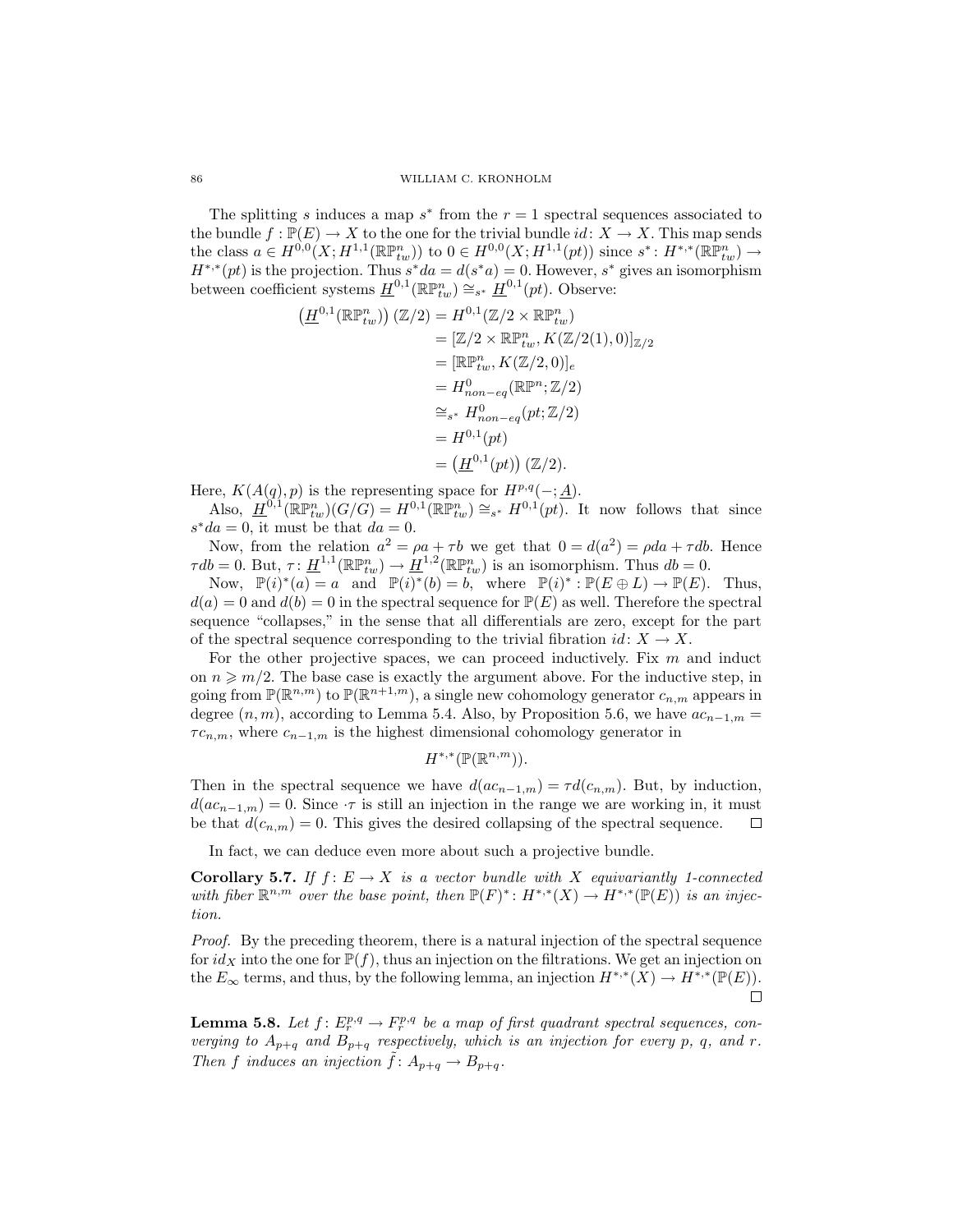The splitting $s$ induces a map $s^*$ from the $r = 1$ spectral sequences associated to the bundle $f : \mathbb{P}(E) \to X$ to the one for the trivial bundle $id\colon X \to X$. This map sends the class $a \in H^{0,0}(X; H^{1,1}(\mathbb{RP}^n_{tw}))$ to $0 \in H^{0,0}(X; H^{1,1}(pt))$ since $s^*\colon H^{*,*}(\mathbb{RP}^n_{tw}) \to H^{*,*}(pt)$ is the projection. Thus $s^* da = d(s^* a) = 0$. However, $s^*$ gives an isomorphism between coefficient systems $\underline{H}^{0,1}(\mathbb{RP}^n_{tw}) \cong_{s^*} \underline{H}^{0,1}(pt)$. Observe:

$$
\begin{aligned}
\left(\underline{H}^{0,1}(\mathbb{RP}^n_{tw})\right)(\mathbb{Z}/2) &= H^{0,1}(\mathbb{Z}/2 \times \mathbb{RP}^n_{tw}) \\
&= [\mathbb{Z}/2 \times \mathbb{RP}^n_{tw}, K(\mathbb{Z}/2(1), 0)]_{\mathbb{Z}/2} \\
&= [\mathbb{RP}^n_{tw}, K(\mathbb{Z}/2, 0)]_e \\
&= H^0_{non-eq}(\mathbb{RP}^n; \mathbb{Z}/2) \\
&\cong_{s^*} H^0_{non-eq}(pt; \mathbb{Z}/2) \\
&= H^{0,1}(pt) \\
&= \left(\underline{H}^{0,1}(pt)\right)(\mathbb{Z}/2).
\end{aligned}
$$

Here, $K(A(q), p)$ is the representing space for $H^{p,q}(-; \underline{A})$.

Also, $\underline{H}^{0,1}(\mathbb{RP}^n_{tw})(G/G) = H^{0,1}(\mathbb{RP}^n_{tw}) \cong_{s^*} H^{0,1}(pt)$. It now follows that since $s^* da = 0$, it must be that $da = 0$.

Now, from the relation $a^2 = \rho a + \tau b$ we get that $0 = d(a^2) = \rho da + \tau db$. Hence $\tau db = 0$. But, $\tau\colon \underline{H}^{1,1}(\mathbb{RP}^n_{tw}) \to \underline{H}^{1,2}(\mathbb{RP}^n_{tw})$ is an isomorphism. Thus $db = 0$.

Now, $\mathbb{P}(i)^*(a) = a$ and $\mathbb{P}(i)^*(b) = b$, where $\mathbb{P}(i)^*\colon \mathbb{P}(E \oplus L) \to \mathbb{P}(E)$. Thus, $d(a) = 0$ and $d(b) = 0$ in the spectral sequence for $\mathbb{P}(E)$ as well. Therefore the spectral sequence "collapses," in the sense that all differentials are zero, except for the part of the spectral sequence corresponding to the trivial fibration $id\colon X \to X$.

For the other projective spaces, we can proceed inductively. Fix $m$ and induct on $n \geqslant m/2$. The base case is exactly the argument above. For the inductive step, in going from $\mathbb{P}(\mathbb{R}^{n,m})$ to $\mathbb{P}(\mathbb{R}^{n+1,m})$, a single new cohomology generator $c_{n,m}$ appears in degree $(n, m)$, according to Lemma 5.4. Also, by Proposition 5.6, we have $ac_{n-1,m} = \tau c_{n,m}$, where $c_{n-1,m}$ is the highest dimensional cohomology generator in

$$H^{*,*}(\mathbb{P}(\mathbb{R}^{n,m})).$$

Then in the spectral sequence we have $d(ac_{n-1,m}) = \tau d(c_{n,m})$. But, by induction, $d(ac_{n-1,m}) = 0$. Since $\cdot\tau$ is still an injection in the range we are working in, it must be that $d(c_{n,m}) = 0$. This gives the desired collapsing of the spectral sequence. $\square$

In fact, we can deduce even more about such a projective bundle.

**Corollary 5.7.** *If $f\colon E \to X$ is a vector bundle with $X$ equivariantly 1-connected with fiber $\mathbb{R}^{n,m}$ over the base point, then $\mathbb{P}(F)^*\colon H^{*,*}(X) \to H^{*,*}(\mathbb{P}(E))$ is an injection.*

*Proof.* By the preceding theorem, there is a natural injection of the spectral sequence for $id_X$ into the one for $\mathbb{P}(f)$, thus an injection on the filtrations. We get an injection on the $E_\infty$ terms, and thus, by the following lemma, an injection $H^{*,*}(X) \to H^{*,*}(\mathbb{P}(E))$. $\square$

**Lemma 5.8.** *Let $f\colon E_r^{p,q} \to F_r^{p,q}$ be a map of first quadrant spectral sequences, converging to $A_{p+q}$ and $B_{p+q}$ respectively, which is an injection for every $p$, $q$, and $r$. Then $f$ induces an injection $\tilde{f}\colon A_{p+q} \to B_{p+q}$.*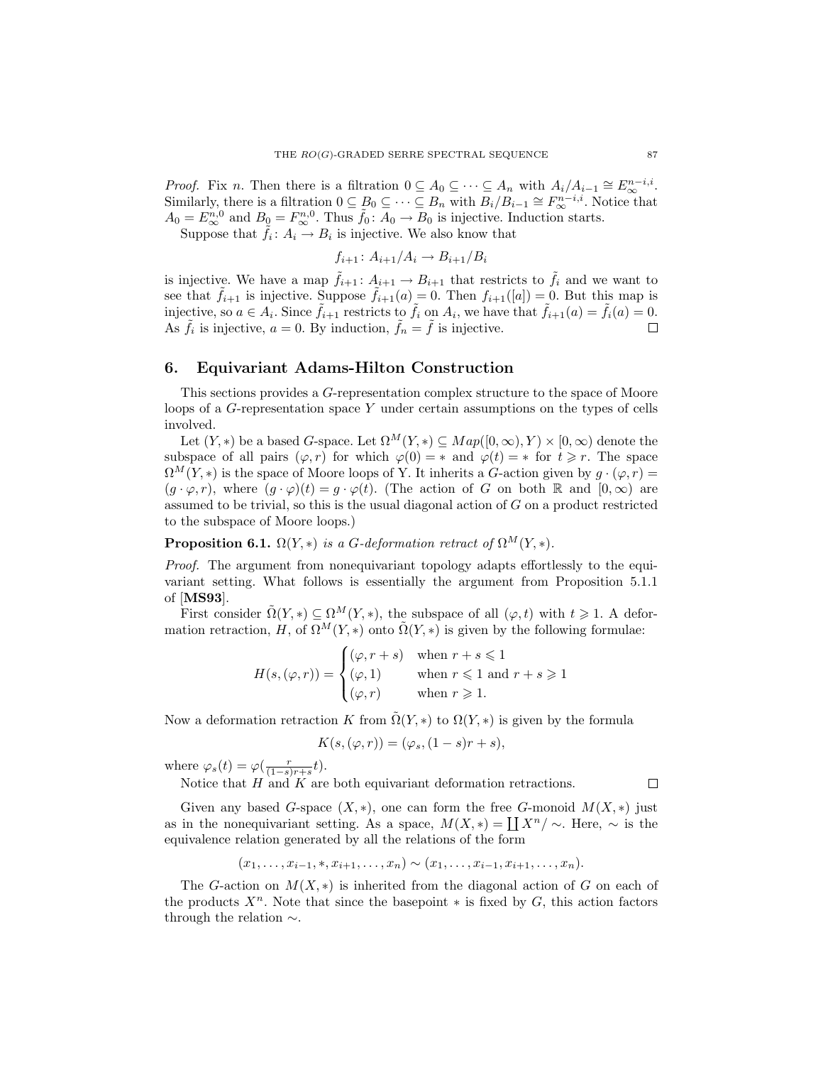*Proof.* Fix $n$. Then there is a filtration $0 \subseteq A_0 \subseteq \cdots \subseteq A_n$ with $A_i/A_{i-1} \cong E_\infty^{n-i,i}$. Similarly, there is a filtration $0 \subseteq B_0 \subseteq \cdots \subseteq B_n$ with $B_i/B_{i-1} \cong F_\infty^{n-i,i}$. Notice that $A_0 = E_\infty^{n,0}$ and $B_0 = F_\infty^{n,0}$. Thus $\tilde{f}_0 \colon A_0 \to B_0$ is injective. Induction starts.

Suppose that $\tilde{f}_i \colon A_i \to B_i$ is injective. We also know that

$$f_{i+1} \colon A_{i+1}/A_i \to B_{i+1}/B_i$$

is injective. We have a map $\tilde{f}_{i+1} \colon A_{i+1} \to B_{i+1}$ that restricts to $\tilde{f}_i$ and we want to see that $\tilde{f}_{i+1}$ is injective. Suppose $\tilde{f}_{i+1}(a) = 0$. Then $f_{i+1}([a]) = 0$. But this map is injective, so $a \in A_i$. Since $\tilde{f}_{i+1}$ restricts to $\tilde{f}_i$ on $A_i$, we have that $\tilde{f}_{i+1}(a) = \tilde{f}_i(a) = 0$. As $\tilde{f}_i$ is injective, $a = 0$. By induction, $\tilde{f}_n = \tilde{f}$ is injective. □

## 6. Equivariant Adams-Hilton Construction

This sections provides a $G$-representation complex structure to the space of Moore loops of a $G$-representation space $Y$ under certain assumptions on the types of cells involved.

Let $(Y, *)$ be a based $G$-space. Let $\Omega^M(Y, *) \subseteq Map([0,\infty), Y) \times [0, \infty)$ denote the subspace of all pairs $(\varphi, r)$ for which $\varphi(0) = *$ and $\varphi(t) = *$ for $t \geqslant r$. The space $\Omega^M(Y, *)$ is the space of Moore loops of Y. It inherits a $G$-action given by $g \cdot (\varphi, r) = (g \cdot \varphi, r)$, where $(g \cdot \varphi)(t) = g \cdot \varphi(t)$. (The action of $G$ on both $\mathbb{R}$ and $[0, \infty)$ are assumed to be trivial, so this is the usual diagonal action of $G$ on a product restricted to the subspace of Moore loops.)

**Proposition 6.1.** *$\Omega(Y, *)$ is a $G$-deformation retract of $\Omega^M(Y, *)$.*

*Proof.* The argument from nonequivariant topology adapts effortlessly to the equivariant setting. What follows is essentially the argument from Proposition 5.1.1 of [**MS93**].

First consider $\tilde{\Omega}(Y, *) \subseteq \Omega^M(Y, *)$, the subspace of all $(\varphi, t)$ with $t \geqslant 1$. A deformation retraction, $H$, of $\Omega^M(Y, *)$ onto $\tilde{\Omega}(Y, *)$ is given by the following formulae:

$$H(s, (\varphi, r)) = \begin{cases} (\varphi, r + s) & \text{when } r + s \leqslant 1 \\ (\varphi, 1) & \text{when } r \leqslant 1 \text{ and } r + s \geqslant 1 \\ (\varphi, r) & \text{when } r \geqslant 1. \end{cases}$$

Now a deformation retraction $K$ from $\tilde{\Omega}(Y, *)$ to $\Omega(Y, *)$ is given by the formula

$$K(s, (\varphi, r)) = (\varphi_s, (1 - s)r + s),$$

where $\varphi_s(t) = \varphi(\frac{r}{(1-s)r+s} t)$.

Notice that $H$ and $K$ are both equivariant deformation retractions. □

Given any based $G$-space $(X, *)$, one can form the free $G$-monoid $M(X, *)$ just as in the nonequivariant setting. As a space, $M(X, *) = \coprod X^n / \sim$. Here, $\sim$ is the equivalence relation generated by all the relations of the form

$$(x_1, \ldots, x_{i-1}, *, x_{i+1}, \ldots, x_n) \sim (x_1, \ldots, x_{i-1}, x_{i+1}, \ldots, x_n).$$

The $G$-action on $M(X, *)$ is inherited from the diagonal action of $G$ on each of the products $X^n$. Note that since the basepoint $*$ is fixed by $G$, this action factors through the relation $\sim$.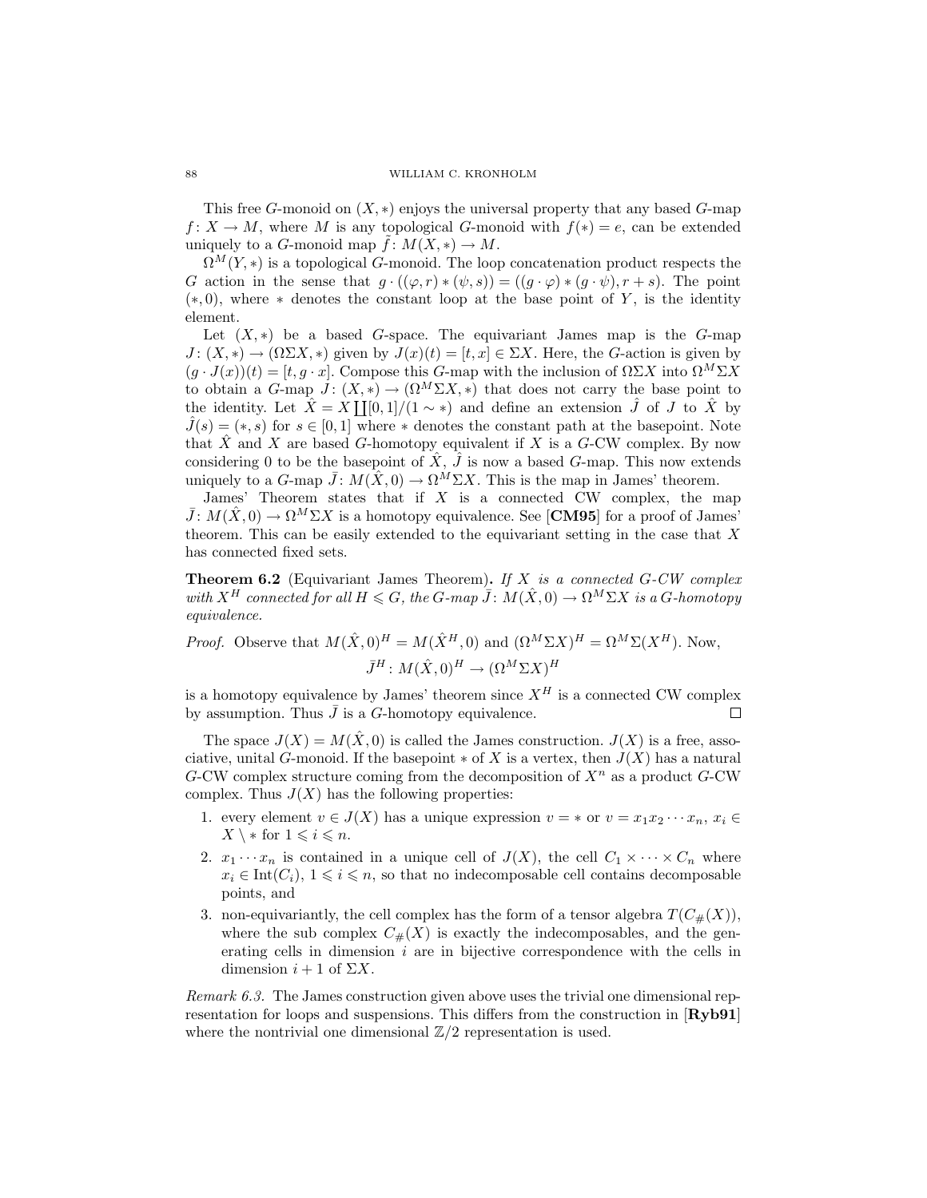This free $G$-monoid on $(X, *)$ enjoys the universal property that any based $G$-map $f : X \to M$, where $M$ is any topological $G$-monoid with $f(*) = e$, can be extended uniquely to a $G$-monoid map $\tilde{f} : M(X, *) \to M$.

$\Omega^M(Y, *)$ is a topological $G$-monoid. The loop concatenation product respects the $G$ action in the sense that $g \cdot ((\varphi, r) * (\psi, s)) = ((g \cdot \varphi) * (g \cdot \psi), r + s)$. The point $(*, 0)$, where $*$ denotes the constant loop at the base point of $Y$, is the identity element.

Let $(X, *)$ be a based $G$-space. The equivariant James map is the $G$-map $J : (X, *) \to (\Omega\Sigma X, *)$ given by $J(x)(t) = [t, x] \in \Sigma X$. Here, the $G$-action is given by $(g \cdot J(x))(t) = [t, g \cdot x]$. Compose this $G$-map with the inclusion of $\Omega\Sigma X$ into $\Omega^M\Sigma X$ to obtain a $G$-map $J : (X, *) \to (\Omega^M\Sigma X, *)$ that does not carry the base point to the identity. Let $\hat{X} = X \coprod [0, 1]/(1 \sim *)$ and define an extension $\hat{J}$ of $J$ to $\hat{X}$ by $\hat{J}(s) = (*, s)$ for $s \in [0, 1]$ where $*$ denotes the constant path at the basepoint. Note that $\hat{X}$ and $X$ are based $G$-homotopy equivalent if $X$ is a $G$-CW complex. By now considering 0 to be the basepoint of $\hat{X}$, $\hat{J}$ is now a based $G$-map. This now extends uniquely to a $G$-map $\bar{J} : M(\hat{X}, 0) \to \Omega^M\Sigma X$. This is the map in James' theorem.

James' Theorem states that if $X$ is a connected CW complex, the map $\bar{J} : M(\hat{X}, 0) \to \Omega^M\Sigma X$ is a homotopy equivalence. See **[CM95]** for a proof of James' theorem. This can be easily extended to the equivariant setting in the case that $X$ has connected fixed sets.

**Theorem 6.2** (Equivariant James Theorem)**.** *If $X$ is a connected $G$-CW complex with $X^H$ connected for all $H \leqslant G$, the $G$-map $\bar{J} : M(\hat{X}, 0) \to \Omega^M\Sigma X$ is a $G$-homotopy equivalence.*

*Proof.* Observe that $M(\hat{X}, 0)^H = M(\hat{X}^H, 0)$ and $(\Omega^M\Sigma X)^H = \Omega^M\Sigma(X^H)$. Now,

$$\bar{J}^H : M(\hat{X}, 0)^H \to (\Omega^M\Sigma X)^H$$

is a homotopy equivalence by James' theorem since $X^H$ is a connected CW complex by assumption. Thus $\bar{J}$ is a $G$-homotopy equivalence. □

The space $J(X) = M(\hat{X}, 0)$ is called the James construction. $J(X)$ is a free, associative, unital $G$-monoid. If the basepoint $*$ of $X$ is a vertex, then $J(X)$ has a natural $G$-CW complex structure coming from the decomposition of $X^n$ as a product $G$-CW complex. Thus $J(X)$ has the following properties:

1. every element $v \in J(X)$ has a unique expression $v = *$ or $v = x_1x_2 \cdots x_n$, $x_i \in X \setminus *$ for $1 \leqslant i \leqslant n$.
2. $x_1 \cdots x_n$ is contained in a unique cell of $J(X)$, the cell $C_1 \times \cdots \times C_n$ where $x_i \in \mathrm{Int}(C_i)$, $1 \leqslant i \leqslant n$, so that no indecomposable cell contains decomposable points, and
3. non-equivariantly, the cell complex has the form of a tensor algebra $T(C_\#(X))$, where the sub complex $C_\#(X)$ is exactly the indecomposables, and the generating cells in dimension $i$ are in bijective correspondence with the cells in dimension $i + 1$ of $\Sigma X$.

*Remark 6.3.* The James construction given above uses the trivial one dimensional representation for loops and suspensions. This differs from the construction in **[Ryb91]** where the nontrivial one dimensional $\mathbb{Z}/2$ representation is used.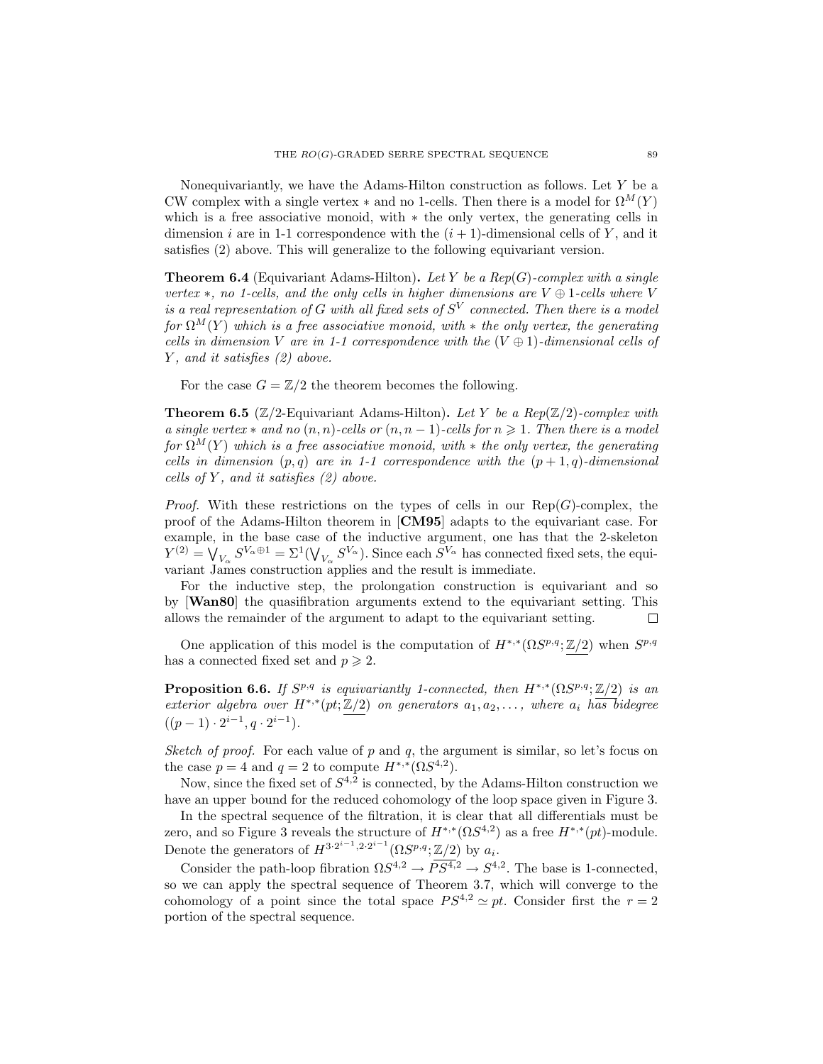Nonequivariantly, we have the Adams-Hilton construction as follows. Let $Y$ be a CW complex with a single vertex $*$ and no 1-cells. Then there is a model for $\Omega^M(Y)$ which is a free associative monoid, with $*$ the only vertex, the generating cells in dimension $i$ are in 1-1 correspondence with the $(i+1)$-dimensional cells of $Y$, and it satisfies (2) above. This will generalize to the following equivariant version.

**Theorem 6.4** (Equivariant Adams-Hilton)**.** *Let $Y$ be a Rep$(G)$-complex with a single vertex $*$, no 1-cells, and the only cells in higher dimensions are $V \oplus 1$-cells where $V$ is a real representation of $G$ with all fixed sets of $S^V$ connected. Then there is a model for $\Omega^M(Y)$ which is a free associative monoid, with $*$ the only vertex, the generating cells in dimension $V$ are in 1-1 correspondence with the $(V \oplus 1)$-dimensional cells of $Y$, and it satisfies (2) above.*

For the case $G = \mathbb{Z}/2$ the theorem becomes the following.

**Theorem 6.5** ($\mathbb{Z}/2$-Equivariant Adams-Hilton)**.** *Let $Y$ be a Rep$(\mathbb{Z}/2)$-complex with a single vertex $*$ and no $(n,n)$-cells or $(n, n-1)$-cells for $n \geqslant 1$. Then there is a model for $\Omega^M(Y)$ which is a free associative monoid, with $*$ the only vertex, the generating cells in dimension $(p,q)$ are in 1-1 correspondence with the $(p+1, q)$-dimensional cells of $Y$, and it satisfies (2) above.*

*Proof.* With these restrictions on the types of cells in our Rep$(G)$-complex, the proof of the Adams-Hilton theorem in [**CM95**] adapts to the equivariant case. For example, in the base case of the inductive argument, one has that the 2-skeleton $Y^{(2)} = \bigvee_{V_\alpha} S^{V_\alpha \oplus 1} = \Sigma^1(\bigvee_{V_\alpha} S^{V_\alpha})$. Since each $S^{V_\alpha}$ has connected fixed sets, the equivariant James construction applies and the result is immediate.

For the inductive step, the prolongation construction is equivariant and so by [**Wan80**] the quasifibration arguments extend to the equivariant setting. This allows the remainder of the argument to adapt to the equivariant setting. $\square$

One application of this model is the computation of $H^{*,*}(\Omega S^{p,q}; \underline{\mathbb{Z}/2})$ when $S^{p,q}$ has a connected fixed set and $p \geqslant 2$.

**Proposition 6.6.** *If $S^{p,q}$ is equivariantly 1-connected, then $H^{*,*}(\Omega S^{p,q}; \underline{\mathbb{Z}/2})$ is an exterior algebra over $H^{*,*}(pt; \underline{\mathbb{Z}/2})$ on generators $a_1, a_2, \ldots$, where $a_i$ has bidegree $((p-1)\cdot 2^{i-1}, q \cdot 2^{i-1})$.*

*Sketch of proof.* For each value of $p$ and $q$, the argument is similar, so let's focus on the case $p = 4$ and $q = 2$ to compute $H^{*,*}(\Omega S^{4,2})$.

Now, since the fixed set of $S^{4,2}$ is connected, by the Adams-Hilton construction we have an upper bound for the reduced cohomology of the loop space given in Figure 3.

In the spectral sequence of the filtration, it is clear that all differentials must be zero, and so Figure 3 reveals the structure of $H^{*,*}(\Omega S^{4,2})$ as a free $H^{*,*}(pt)$-module. Denote the generators of $H^{3\cdot 2^{i-1}, 2\cdot 2^{i-1}}(\Omega S^{p,q}; \underline{\mathbb{Z}/2})$ by $a_i$.

Consider the path-loop fibration $\Omega S^{4,2} \to PS^{4,2} \to S^{4,2}$. The base is 1-connected, so we can apply the spectral sequence of Theorem 3.7, which will converge to the cohomology of a point since the total space $PS^{4,2} \simeq pt$. Consider first the $r = 2$ portion of the spectral sequence.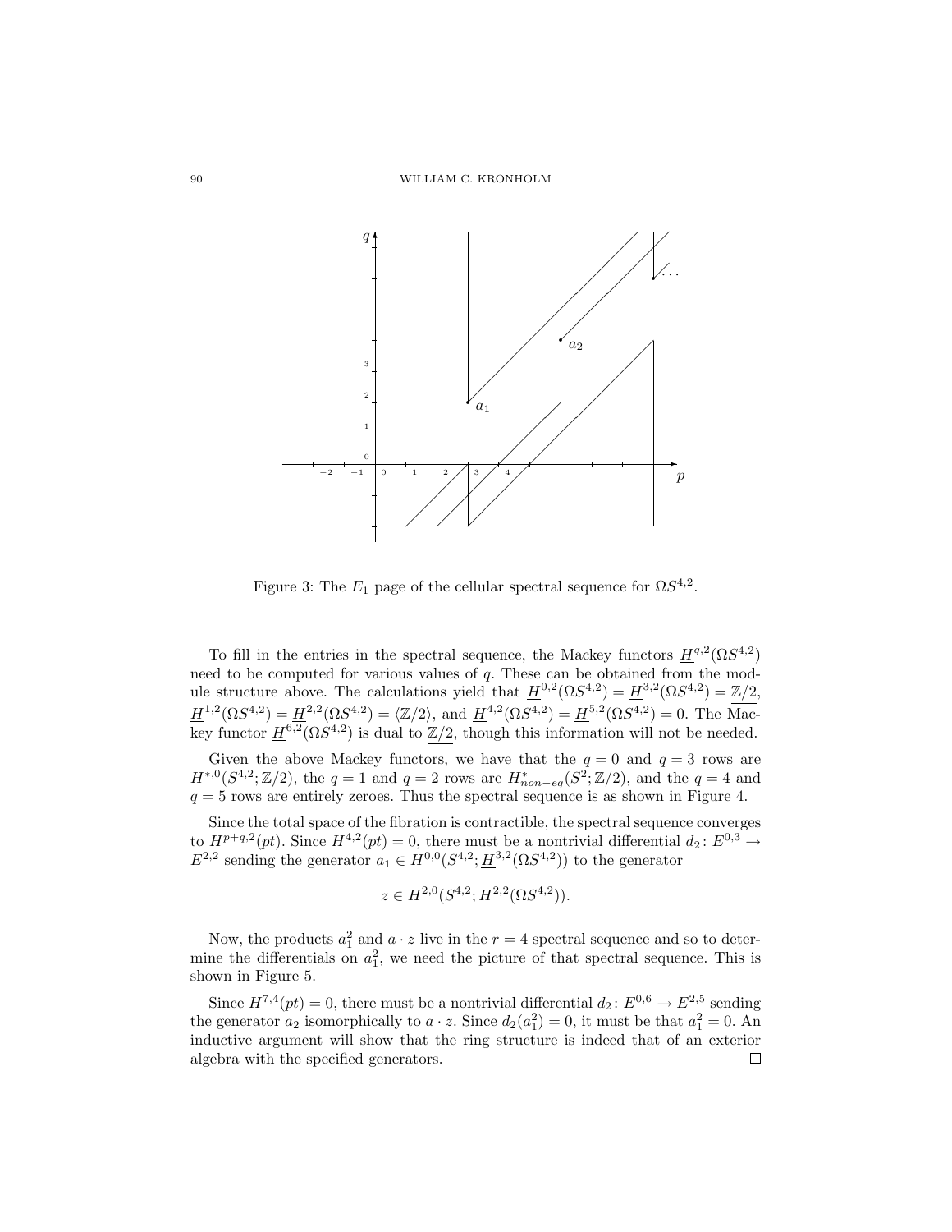Figure 3: The $E_1$ page of the cellular spectral sequence for $\Omega S^{4,2}$.

To fill in the entries in the spectral sequence, the Mackey functors $\underline{H}^{q,2}(\Omega S^{4,2})$ need to be computed for various values of $q$. These can be obtained from the module structure above. The calculations yield that $\underline{H}^{0,2}(\Omega S^{4,2}) = \underline{H}^{3,2}(\Omega S^{4,2}) = \underline{\mathbb{Z}/2}$, $\underline{H}^{1,2}(\Omega S^{4,2}) = \underline{H}^{2,2}(\Omega S^{4,2}) = \langle \mathbb{Z}/2 \rangle$, and $\underline{H}^{4,2}(\Omega S^{4,2}) = \underline{H}^{5,2}(\Omega S^{4,2}) = 0$. The Mackey functor $\underline{H}^{6,2}(\Omega S^{4,2})$ is dual to $\underline{\mathbb{Z}/2}$, though this information will not be needed.

Given the above Mackey functors, we have that the $q = 0$ and $q = 3$ rows are $H^{*,0}(S^{4,2}; \mathbb{Z}/2)$, the $q = 1$ and $q = 2$ rows are $H^{*}_{non-eq}(S^2; \mathbb{Z}/2)$, and the $q = 4$ and $q = 5$ rows are entirely zeroes. Thus the spectral sequence is as shown in Figure 4.

Since the total space of the fibration is contractible, the spectral sequence converges to $H^{p+q,2}(pt)$. Since $H^{4,2}(pt) = 0$, there must be a nontrivial differential $d_2 \colon E^{0,3} \to E^{2,2}$ sending the generator $a_1 \in H^{0,0}(S^{4,2}; \underline{H}^{3,2}(\Omega S^{4,2}))$ to the generator

$$z \in H^{2,0}(S^{4,2}; \underline{H}^{2,2}(\Omega S^{4,2})).$$

Now, the products $a_1^2$ and $a \cdot z$ live in the $r = 4$ spectral sequence and so to determine the differentials on $a_1^2$, we need the picture of that spectral sequence. This is shown in Figure 5.

Since $H^{7,4}(pt) = 0$, there must be a nontrivial differential $d_2 \colon E^{0,6} \to E^{2,5}$ sending the generator $a_2$ isomorphically to $a \cdot z$. Since $d_2(a_1^2) = 0$, it must be that $a_1^2 = 0$. An inductive argument will show that the ring structure is indeed that of an exterior algebra with the specified generators. □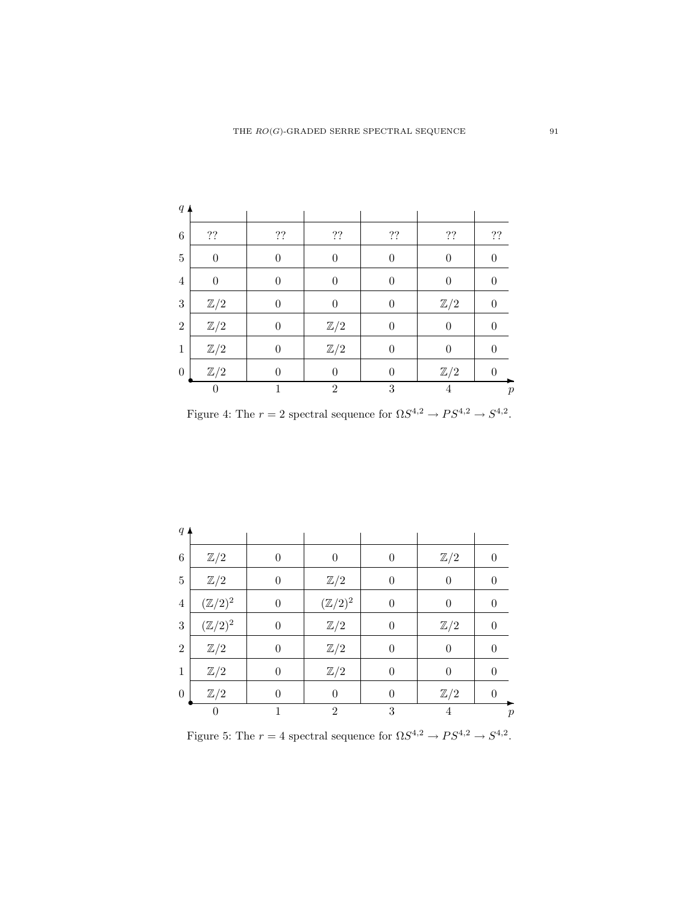| $q$ | | | | | | |
|---|---|---|---|---|---|---|
| 6 | ?? | ?? | ?? | ?? | ?? | ?? |
| 5 | 0 | 0 | 0 | 0 | 0 | 0 |
| 4 | 0 | 0 | 0 | 0 | 0 | 0 |
| 3 | $\mathbb{Z}/2$ | 0 | 0 | 0 | $\mathbb{Z}/2$ | 0 |
| 2 | $\mathbb{Z}/2$ | 0 | $\mathbb{Z}/2$ | 0 | 0 | 0 |
| 1 | $\mathbb{Z}/2$ | 0 | $\mathbb{Z}/2$ | 0 | 0 | 0 |
| 0 | $\mathbb{Z}/2$ | 0 | 0 | 0 | $\mathbb{Z}/2$ | 0 |
| | 0 | 1 | 2 | 3 | 4 | $p$ |

Figure 4: The $r = 2$ spectral sequence for $\Omega S^{4,2} \to PS^{4,2} \to S^{4,2}$.

| $q$ | | | | | | |
|---|---|---|---|---|---|---|
| 6 | $\mathbb{Z}/2$ | 0 | 0 | 0 | $\mathbb{Z}/2$ | 0 |
| 5 | $\mathbb{Z}/2$ | 0 | $\mathbb{Z}/2$ | 0 | 0 | 0 |
| 4 | $(\mathbb{Z}/2)^2$ | 0 | $(\mathbb{Z}/2)^2$ | 0 | 0 | 0 |
| 3 | $(\mathbb{Z}/2)^2$ | 0 | $\mathbb{Z}/2$ | 0 | $\mathbb{Z}/2$ | 0 |
| 2 | $\mathbb{Z}/2$ | 0 | $\mathbb{Z}/2$ | 0 | 0 | 0 |
| 1 | $\mathbb{Z}/2$ | 0 | $\mathbb{Z}/2$ | 0 | 0 | 0 |
| 0 | $\mathbb{Z}/2$ | 0 | 0 | 0 | $\mathbb{Z}/2$ | 0 |
| | 0 | 1 | 2 | 3 | 4 | $p$ |

Figure 5: The $r = 4$ spectral sequence for $\Omega S^{4,2} \to PS^{4,2} \to S^{4,2}$.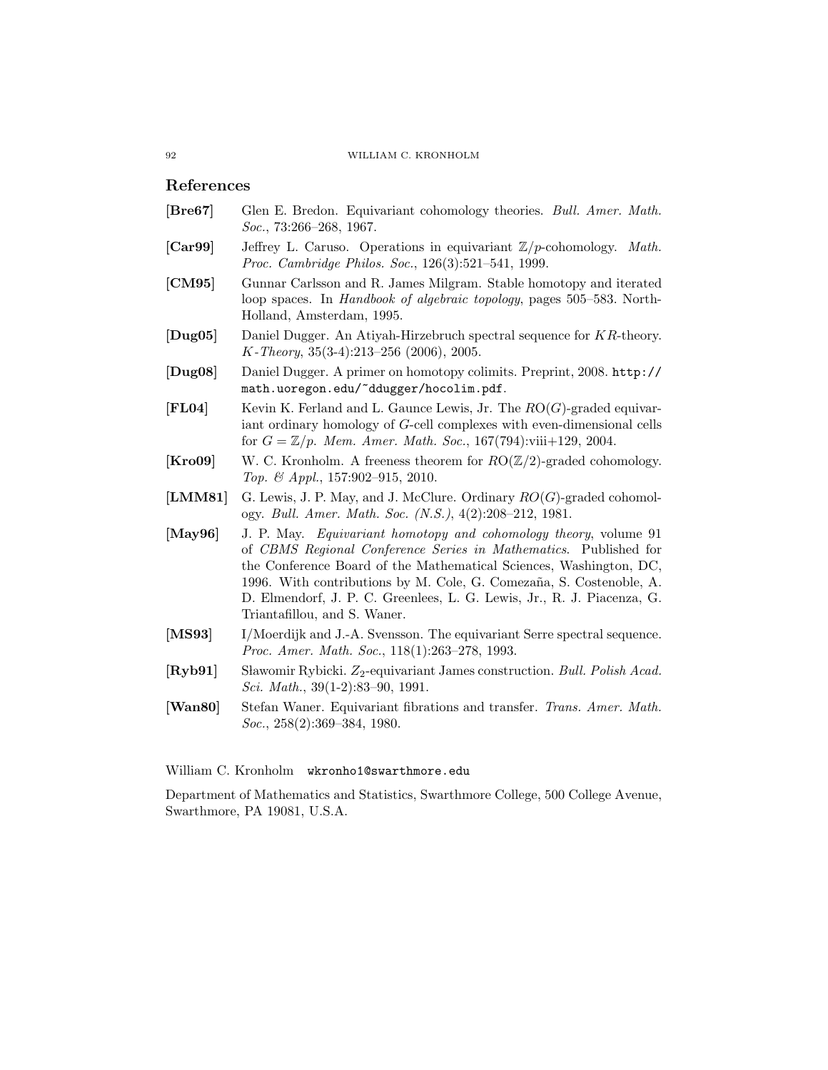## References

**[Bre67]** Glen E. Bredon. Equivariant cohomology theories. *Bull. Amer. Math. Soc.*, 73:266–268, 1967.

**[Car99]** Jeffrey L. Caruso. Operations in equivariant $\mathbb{Z}/p$-cohomology. *Math. Proc. Cambridge Philos. Soc.*, 126(3):521–541, 1999.

**[CM95]** Gunnar Carlsson and R. James Milgram. Stable homotopy and iterated loop spaces. In *Handbook of algebraic topology*, pages 505–583. North-Holland, Amsterdam, 1995.

**[Dug05]** Daniel Dugger. An Atiyah-Hirzebruch spectral sequence for $KR$-theory. *K-Theory*, 35(3-4):213–256 (2006), 2005.

**[Dug08]** Daniel Dugger. A primer on homotopy colimits. Preprint, 2008. `http://math.uoregon.edu/~ddugger/hocolim.pdf`.

**[FL04]** Kevin K. Ferland and L. Gaunce Lewis, Jr. The $RO(G)$-graded equivariant ordinary homology of $G$-cell complexes with even-dimensional cells for $G = \mathbb{Z}/p$. *Mem. Amer. Math. Soc.*, 167(794):viii+129, 2004.

**[Kro09]** W. C. Kronholm. A freeness theorem for $RO(\mathbb{Z}/2)$-graded cohomology. *Top. & Appl.*, 157:902–915, 2010.

**[LMM81]** G. Lewis, J. P. May, and J. McClure. Ordinary $RO(G)$-graded cohomology. *Bull. Amer. Math. Soc. (N.S.)*, 4(2):208–212, 1981.

**[May96]** J. P. May. *Equivariant homotopy and cohomology theory*, volume 91 of *CBMS Regional Conference Series in Mathematics*. Published for the Conference Board of the Mathematical Sciences, Washington, DC, 1996. With contributions by M. Cole, G. Comezaña, S. Costenoble, A. D. Elmendorf, J. P. C. Greenlees, L. G. Lewis, Jr., R. J. Piacenza, G. Triantafillou, and S. Waner.

**[MS93]** I/Moerdijk and J.-A. Svensson. The equivariant Serre spectral sequence. *Proc. Amer. Math. Soc.*, 118(1):263–278, 1993.

**[Ryb91]** Sławomir Rybicki. $Z_2$-equivariant James construction. *Bull. Polish Acad. Sci. Math.*, 39(1-2):83–90, 1991.

**[Wan80]** Stefan Waner. Equivariant fibrations and transfer. *Trans. Amer. Math. Soc.*, 258(2):369–384, 1980.

William C. Kronholm `wkronho1@swarthmore.edu`

Department of Mathematics and Statistics, Swarthmore College, 500 College Avenue, Swarthmore, PA 19081, U.S.A.